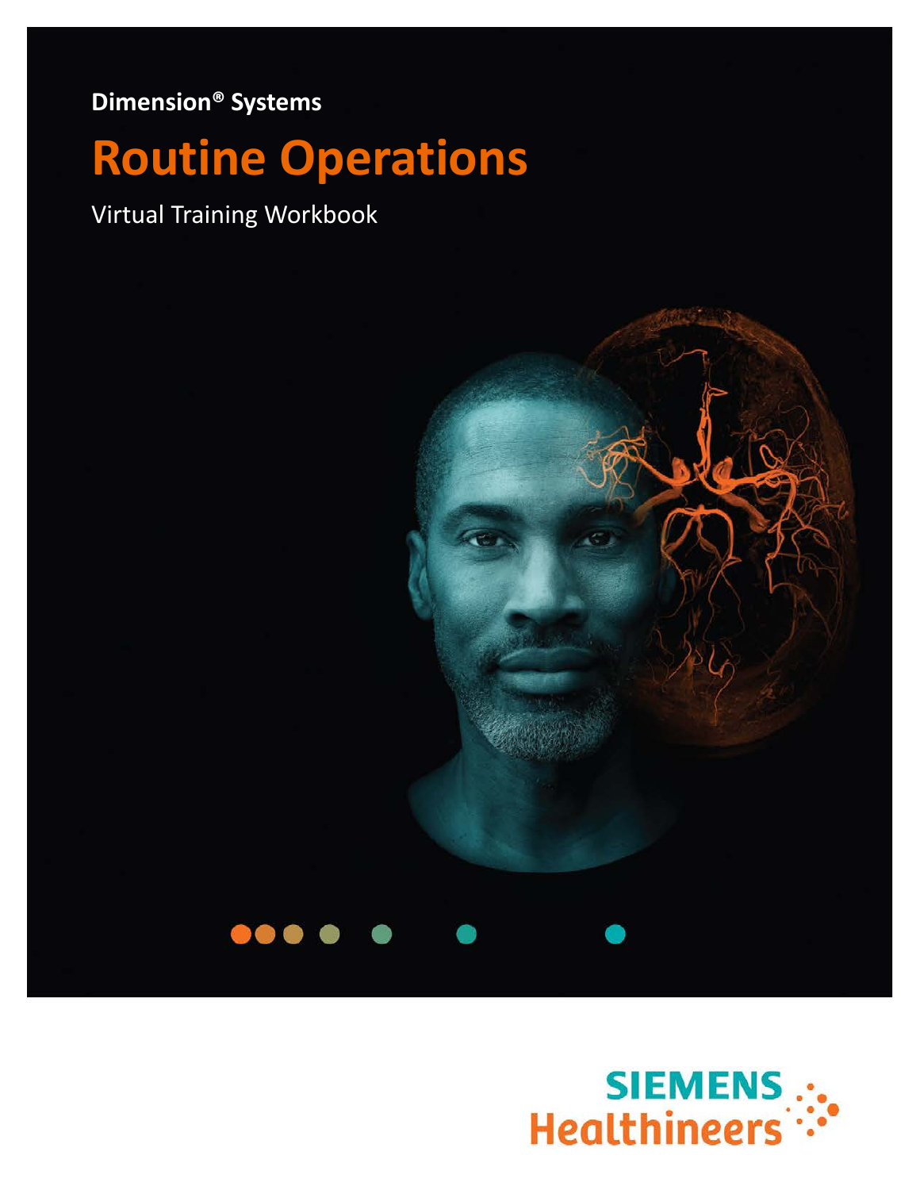**Dimension® Systems**

# Routine Operations

Virtual Training Workbook

SIEMENS Healthineers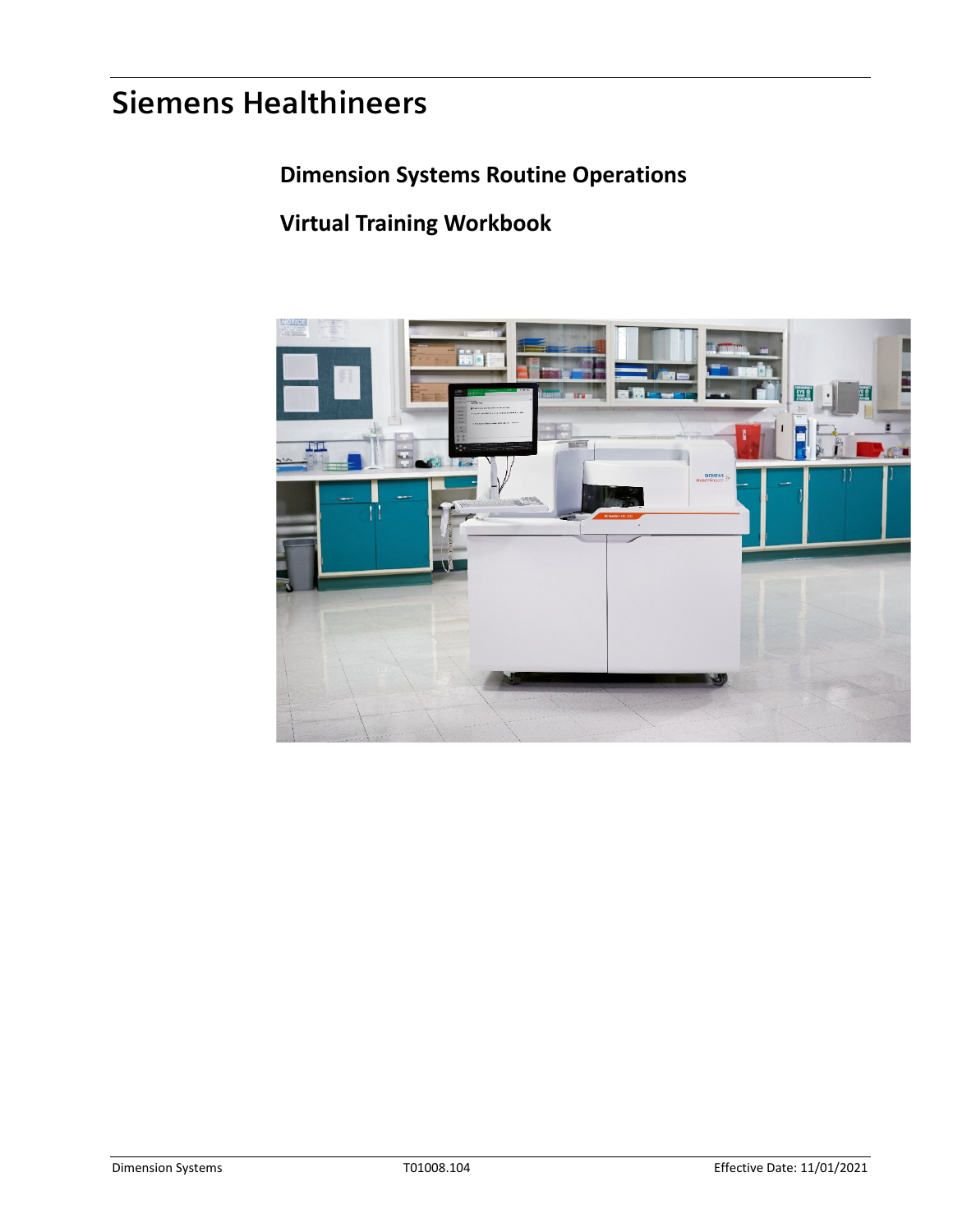# Siemens Healthineers

## Dimension Systems Routine Operations

## Virtual Training Workbook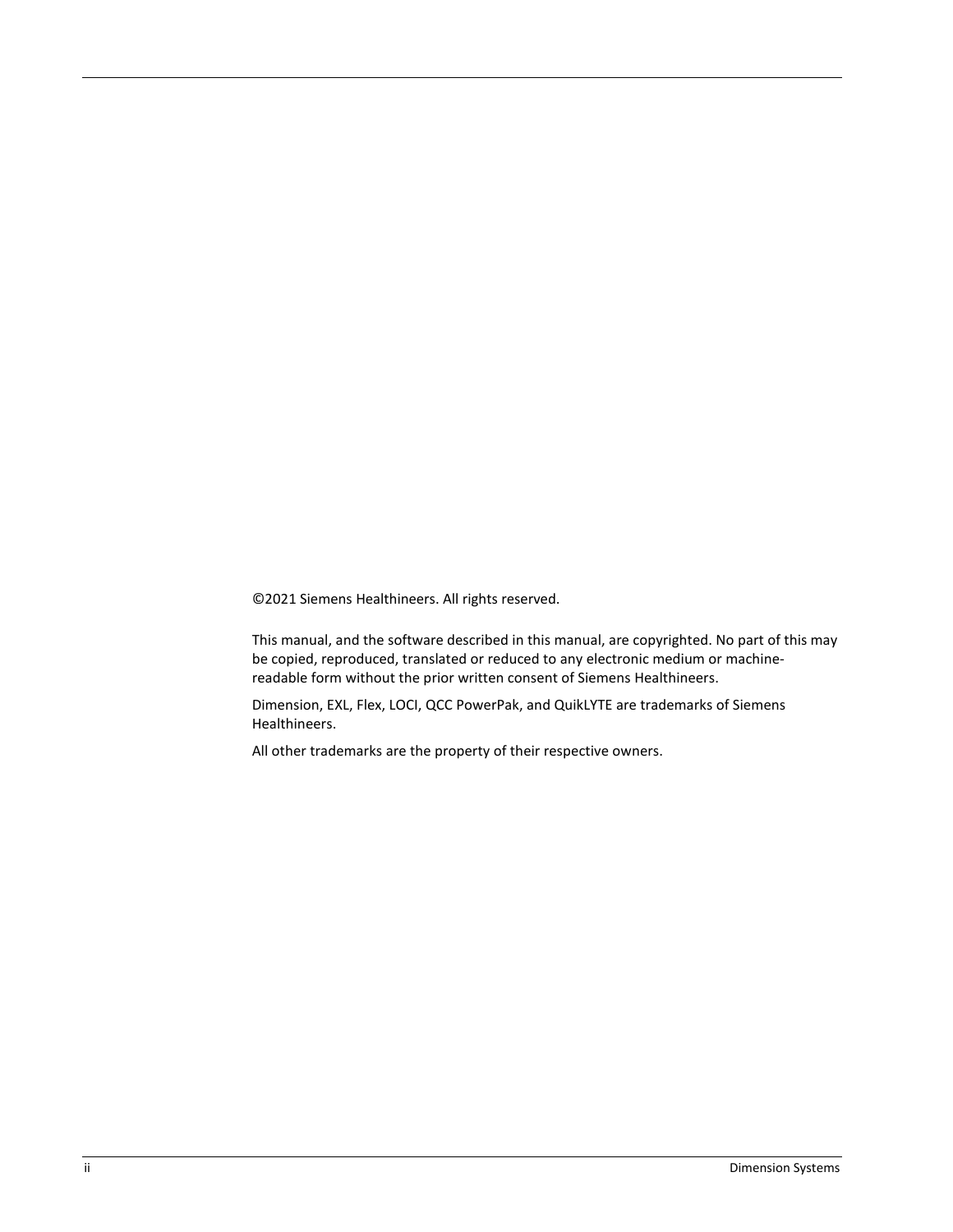©2021 Siemens Healthineers. All rights reserved.

This manual, and the software described in this manual, are copyrighted. No part of this may be copied, reproduced, translated or reduced to any electronic medium or machine-readable form without the prior written consent of Siemens Healthineers.

Dimension, EXL, Flex, LOCI, QCC PowerPak, and QuikLYTE are trademarks of Siemens Healthineers.

All other trademarks are the property of their respective owners.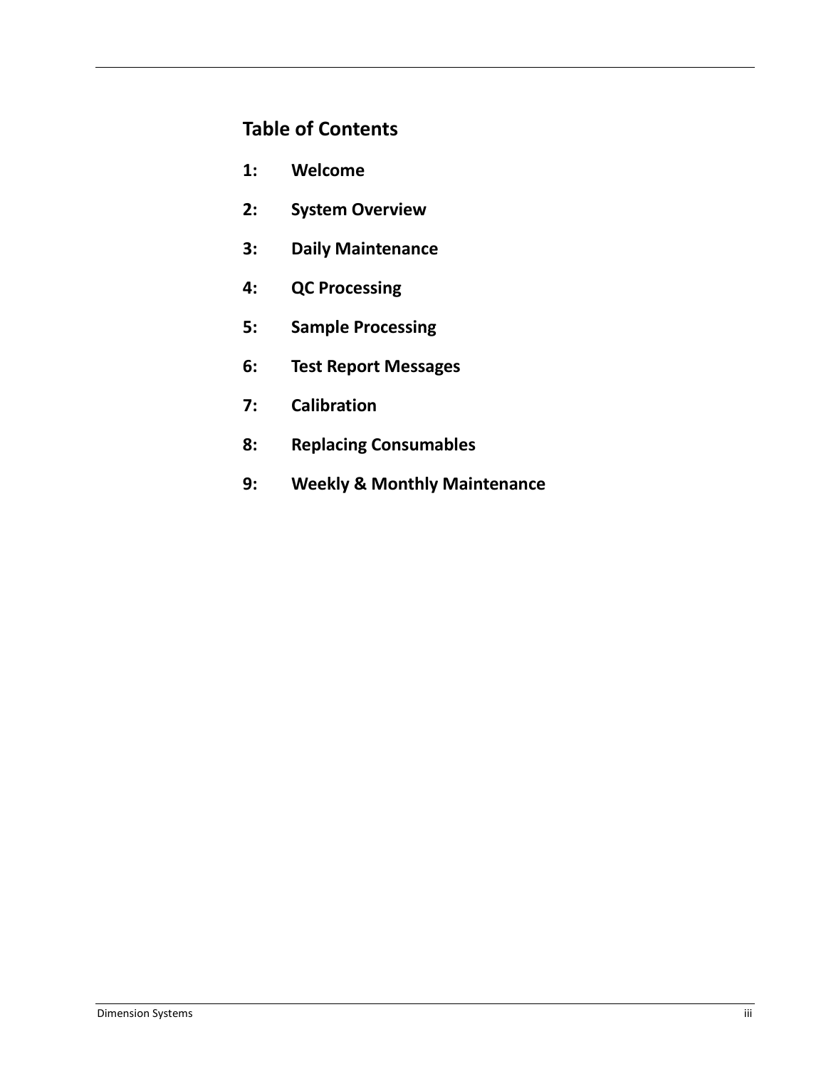# Table of Contents

**1: Welcome**

**2: System Overview**

**3: Daily Maintenance**

**4: QC Processing**

**5: Sample Processing**

**6: Test Report Messages**

**7: Calibration**

**8: Replacing Consumables**

**9: Weekly & Monthly Maintenance**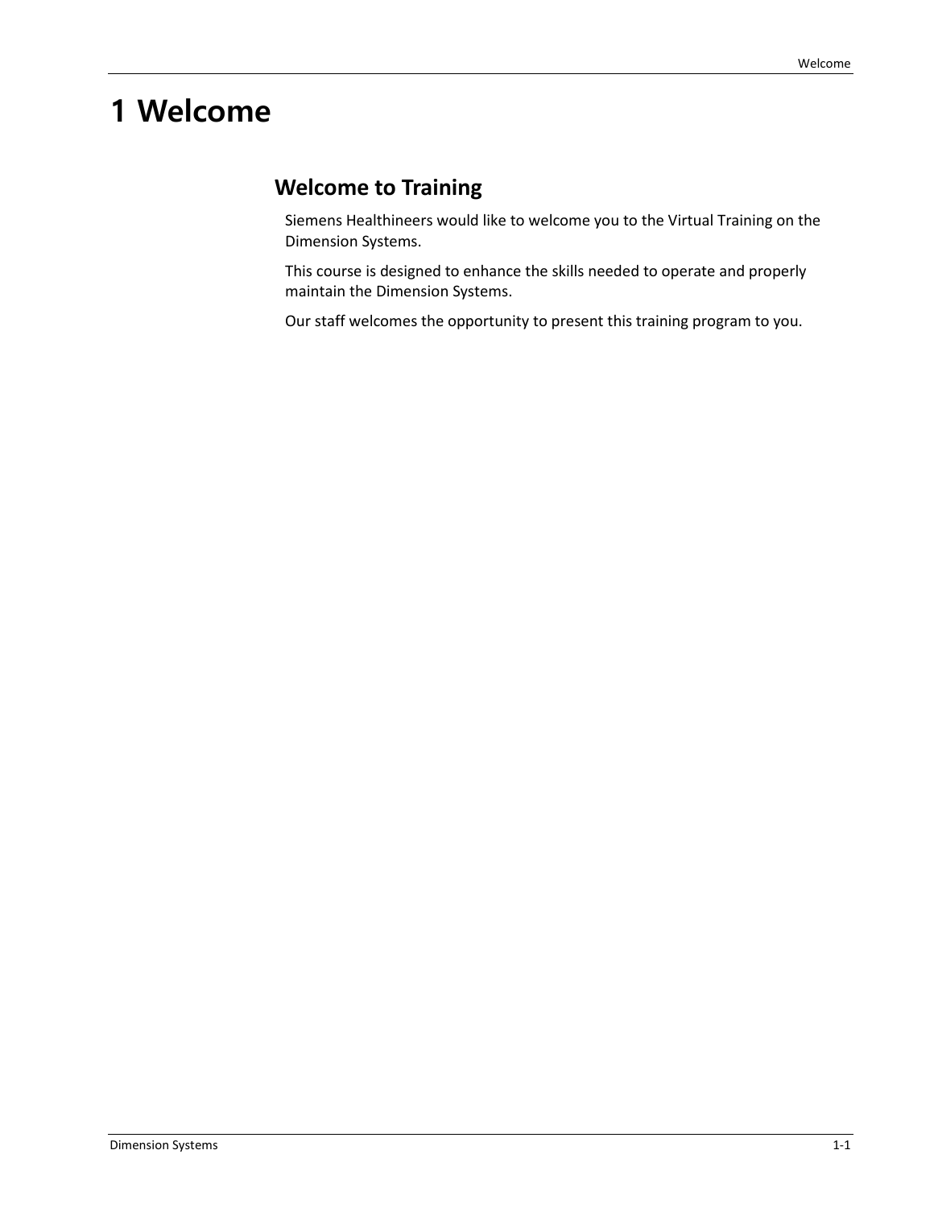# 1 Welcome

## Welcome to Training

Siemens Healthineers would like to welcome you to the Virtual Training on the Dimension Systems.

This course is designed to enhance the skills needed to operate and properly maintain the Dimension Systems.

Our staff welcomes the opportunity to present this training program to you.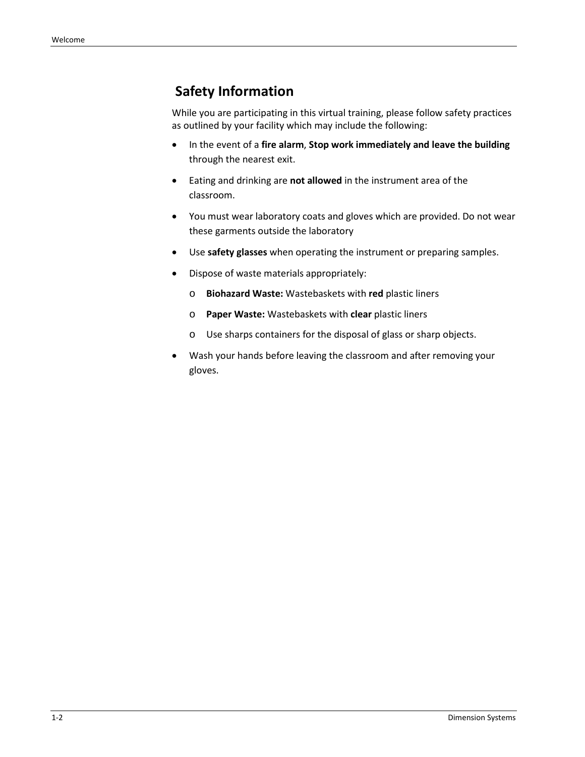## Safety Information

While you are participating in this virtual training, please follow safety practices as outlined by your facility which may include the following:

- In the event of a **fire alarm**, **Stop work immediately and leave the building** through the nearest exit.
- Eating and drinking are **not allowed** in the instrument area of the classroom.
- You must wear laboratory coats and gloves which are provided. Do not wear these garments outside the laboratory
- Use **safety glasses** when operating the instrument or preparing samples.
- Dispose of waste materials appropriately:
  - **Biohazard Waste:** Wastebaskets with **red** plastic liners
  - **Paper Waste:** Wastebaskets with **clear** plastic liners
  - Use sharps containers for the disposal of glass or sharp objects.
- Wash your hands before leaving the classroom and after removing your gloves.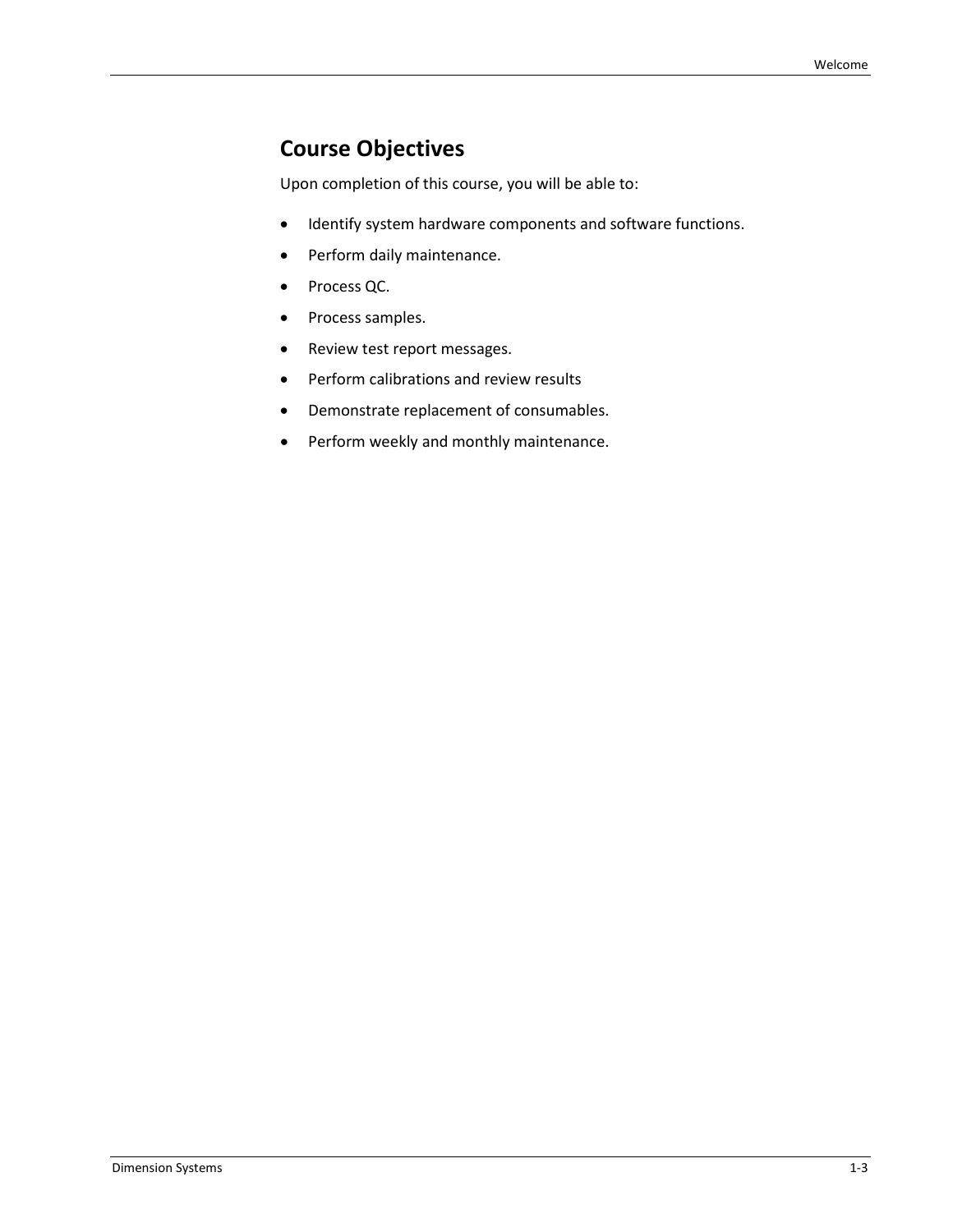## Course Objectives

Upon completion of this course, you will be able to:

- Identify system hardware components and software functions.
- Perform daily maintenance.
- Process QC.
- Process samples.
- Review test report messages.
- Perform calibrations and review results
- Demonstrate replacement of consumables.
- Perform weekly and monthly maintenance.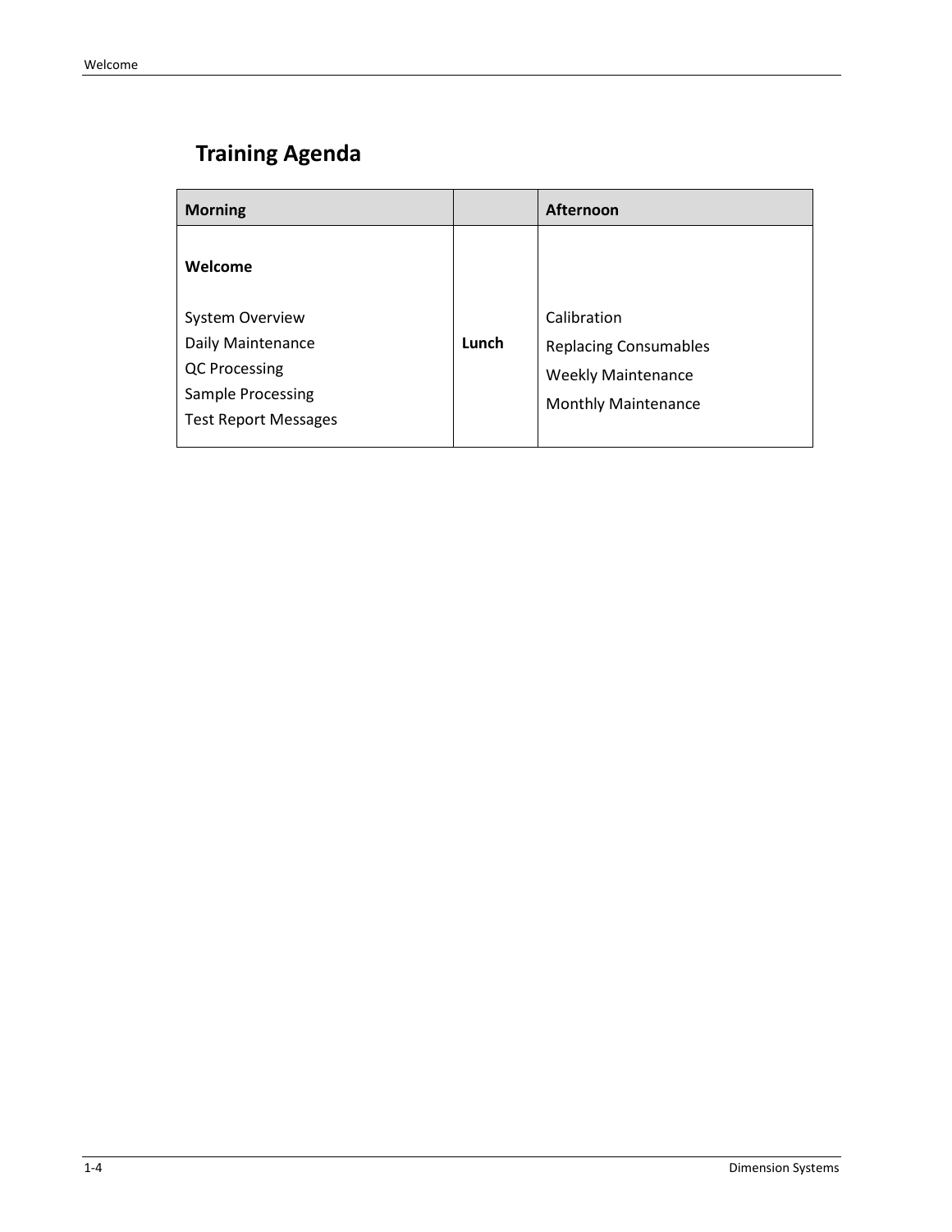## Training Agenda

| Morning | | Afternoon |
|---|---|---|
| **Welcome**<br><br>System Overview<br>Daily Maintenance<br>QC Processing<br>Sample Processing<br>Test Report Messages | **Lunch** | Calibration<br>Replacing Consumables<br>Weekly Maintenance<br>Monthly Maintenance |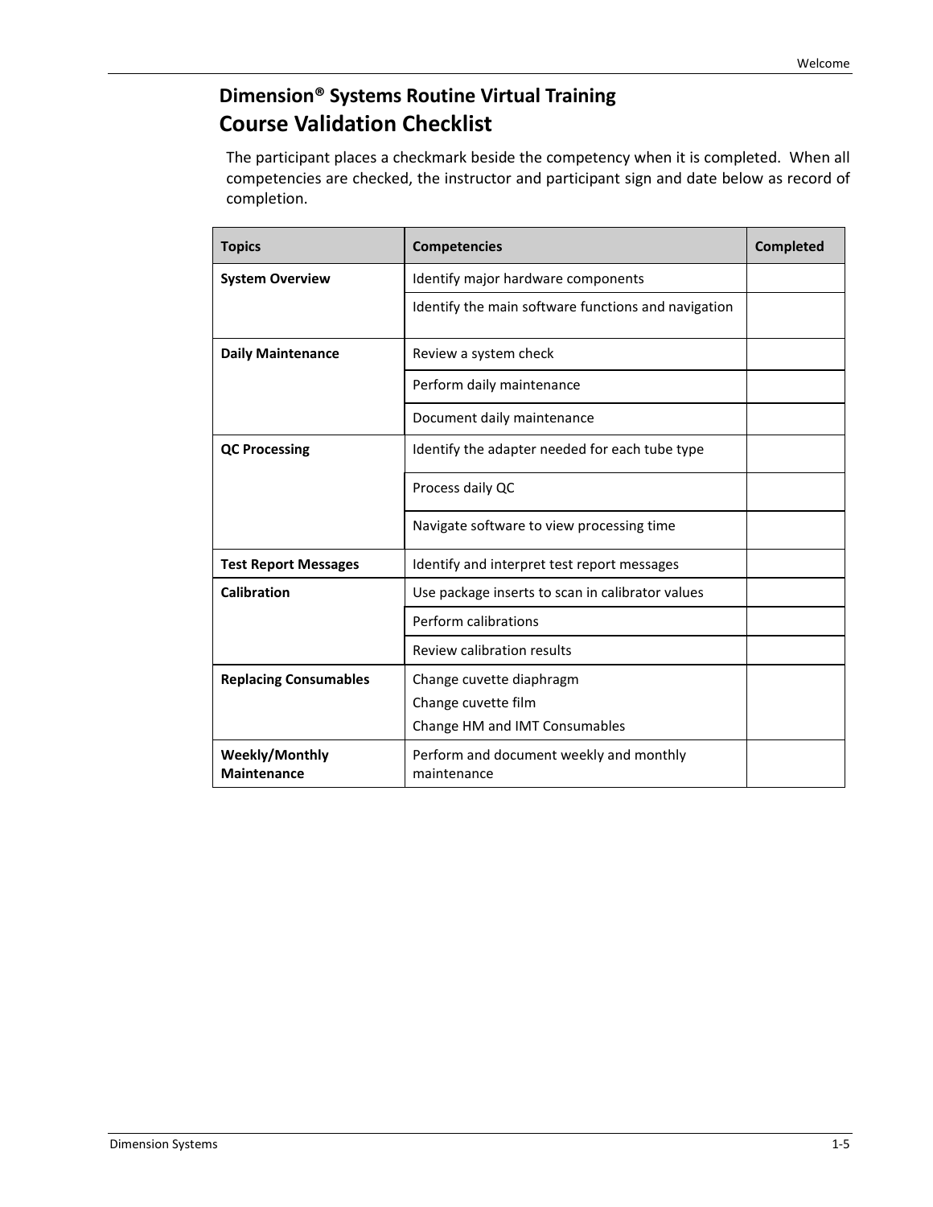## Dimension® Systems Routine Virtual Training

# Course Validation Checklist

The participant places a checkmark beside the competency when it is completed. When all competencies are checked, the instructor and participant sign and date below as record of completion.

| Topics | Competencies | Completed |
|---|---|---|
| **System Overview** | Identify major hardware components | |
| | Identify the main software functions and navigation | |
| **Daily Maintenance** | Review a system check | |
| | Perform daily maintenance | |
| | Document daily maintenance | |
| **QC Processing** | Identify the adapter needed for each tube type | |
| | Process daily QC | |
| | Navigate software to view processing time | |
| **Test Report Messages** | Identify and interpret test report messages | |
| **Calibration** | Use package inserts to scan in calibrator values | |
| | Perform calibrations | |
| | Review calibration results | |
| **Replacing Consumables** | Change cuvette diaphragm<br>Change cuvette film<br>Change HM and IMT Consumables | |
| **Weekly/Monthly Maintenance** | Perform and document weekly and monthly maintenance | |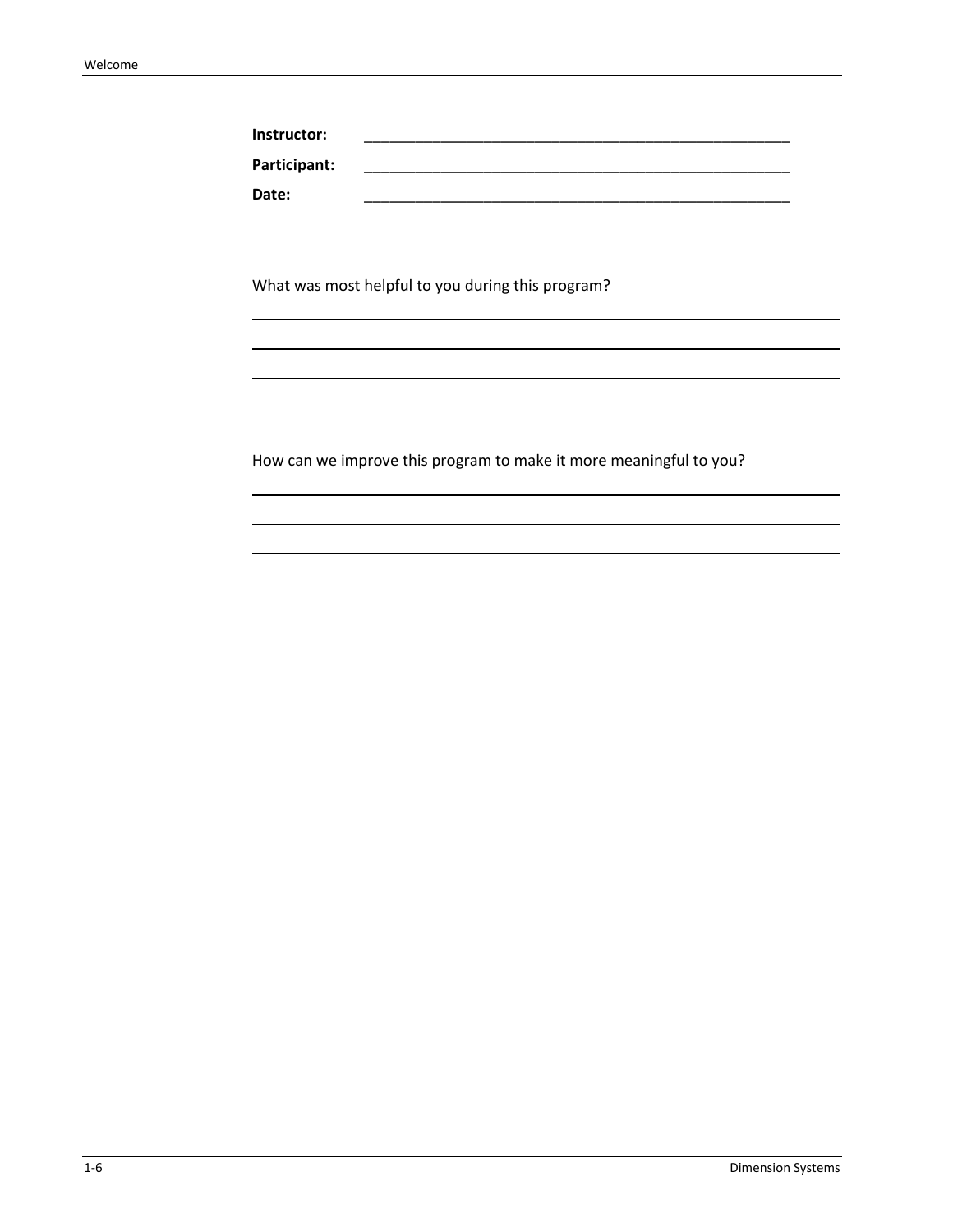**Instructor:** ____________________________________________________

**Participant:** ____________________________________________________

**Date:** ____________________________________________________

What was most helpful to you during this program?

___________________________________________________________________________

___________________________________________________________________________

___________________________________________________________________________

How can we improve this program to make it more meaningful to you?

___________________________________________________________________________

___________________________________________________________________________

___________________________________________________________________________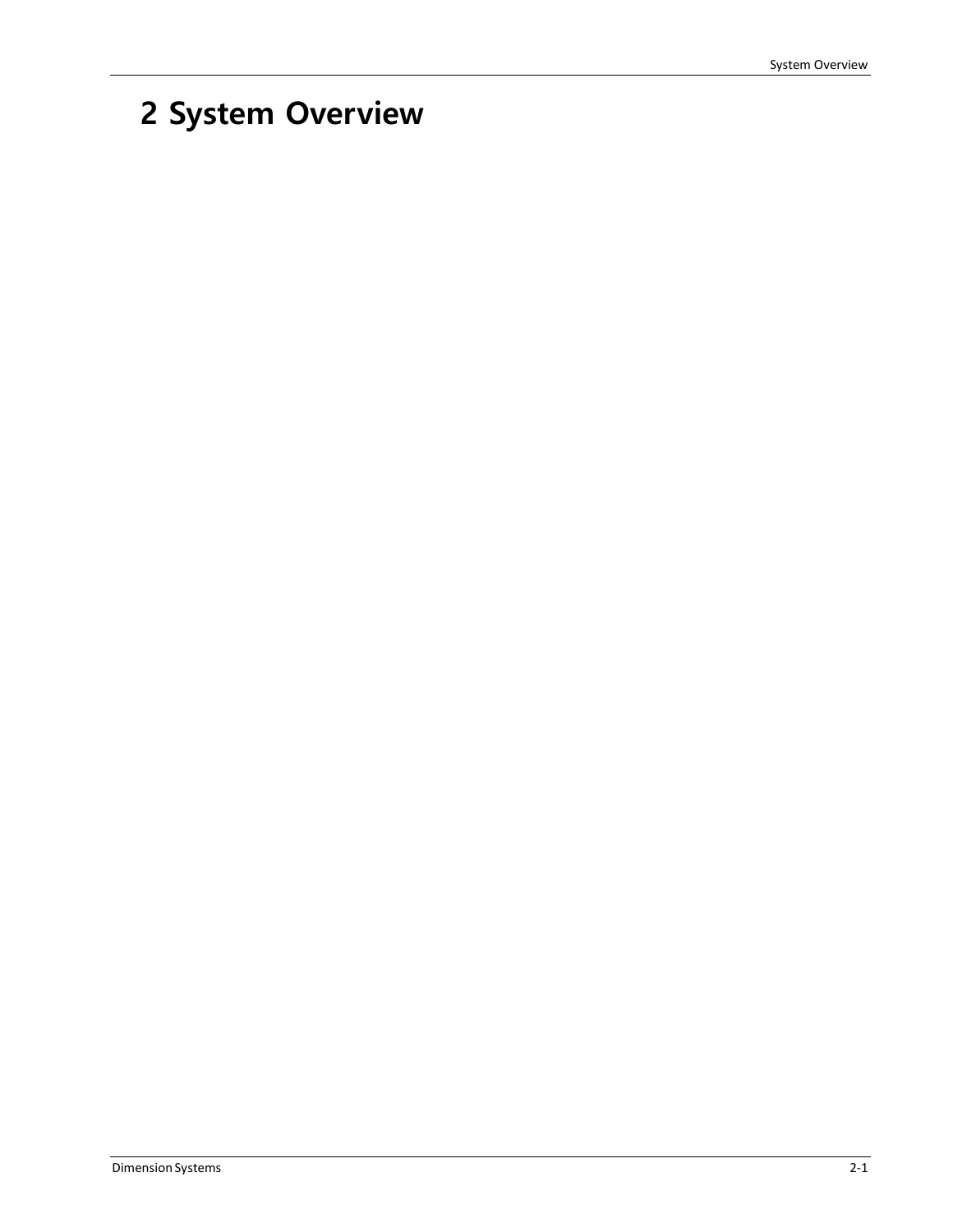# 2 System Overview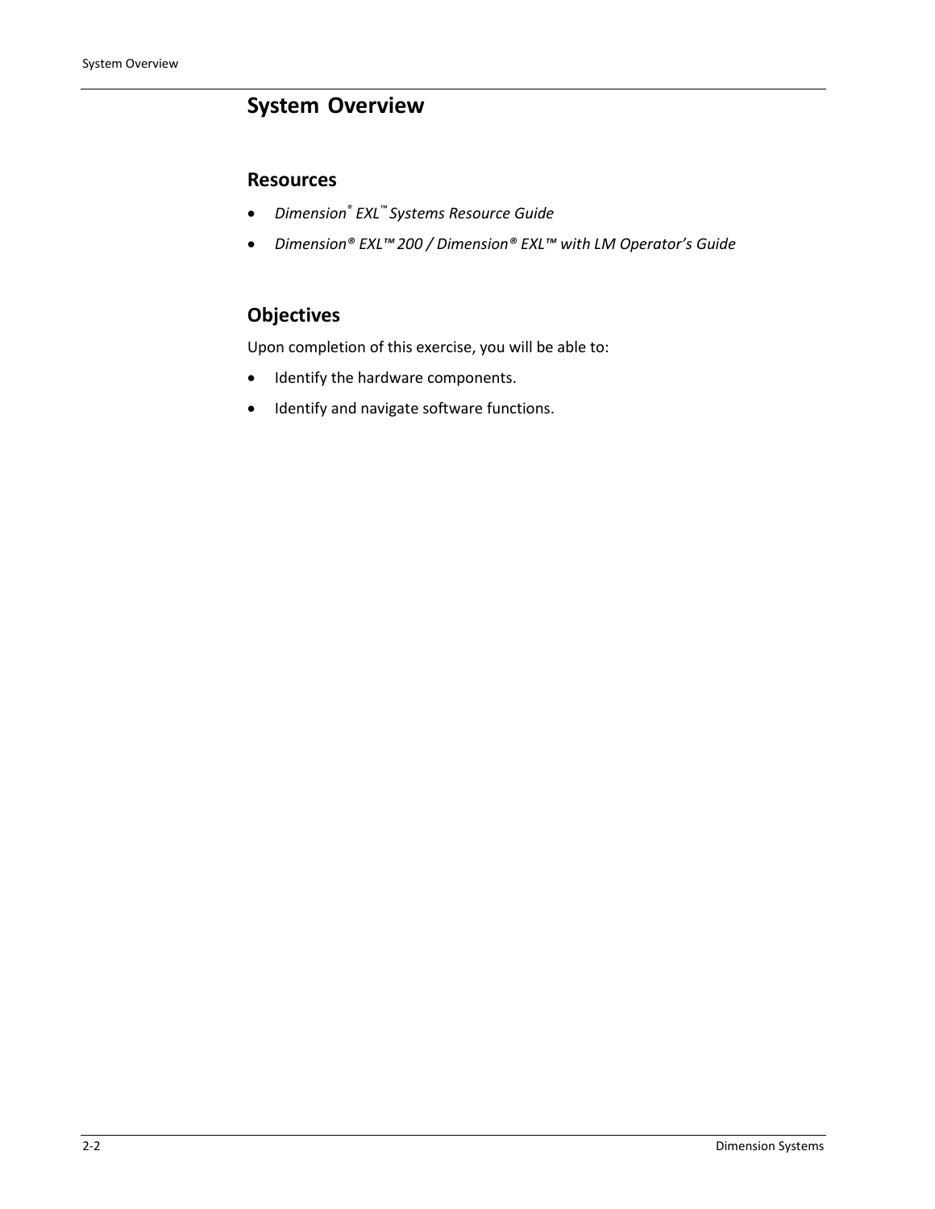# System Overview

## Resources

- *Dimension® EXL™ Systems Resource Guide*
- *Dimension® EXL™ 200 / Dimension® EXL™ with LM Operator's Guide*

## Objectives

Upon completion of this exercise, you will be able to:

- Identify the hardware components.
- Identify and navigate software functions.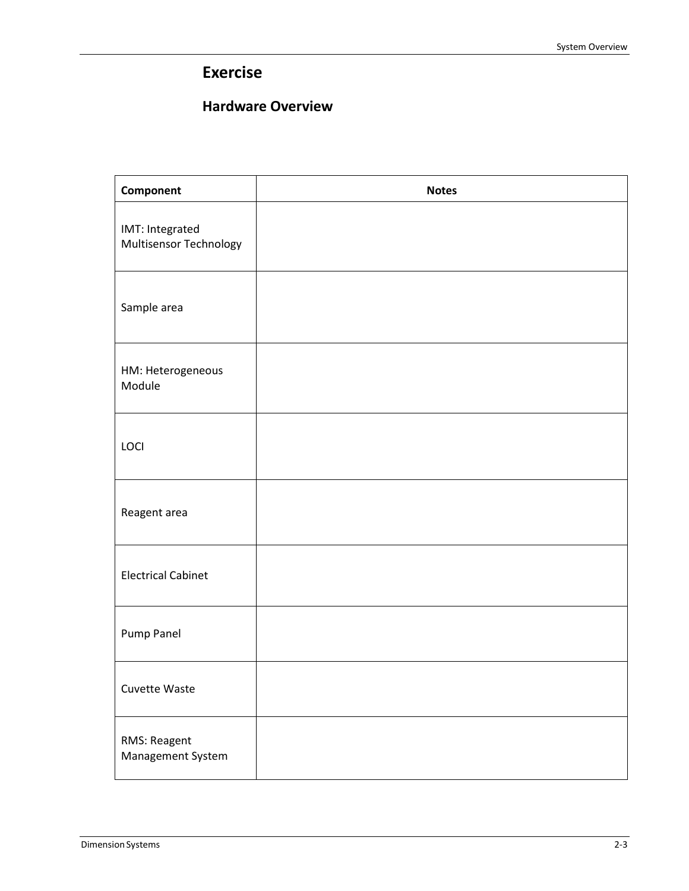# Exercise

## Hardware Overview

| Component | Notes |
| --- | --- |
| IMT: Integrated Multisensor Technology | |
| Sample area | |
| HM: Heterogeneous Module | |
| LOCI | |
| Reagent area | |
| Electrical Cabinet | |
| Pump Panel | |
| Cuvette Waste | |
| RMS: Reagent Management System | |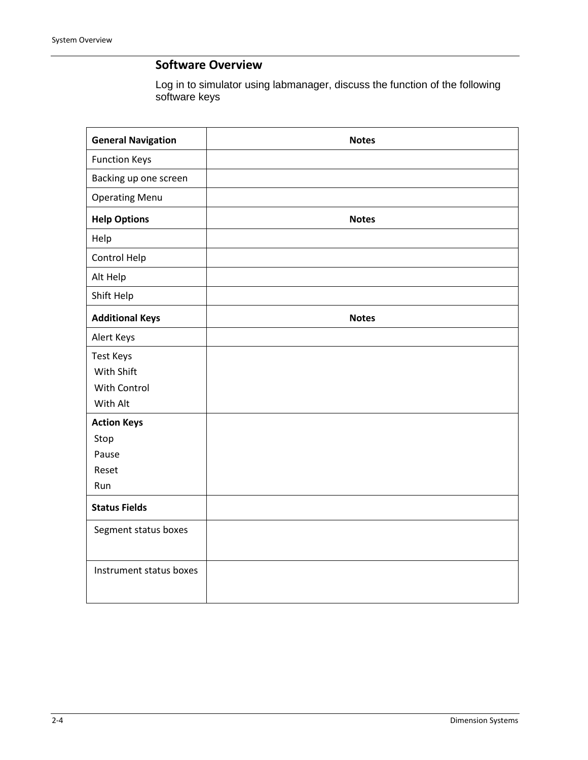## Software Overview

Log in to simulator using labmanager, discuss the function of the following software keys

| **General Navigation** | **Notes** |
|---|---|
| Function Keys | |
| Backing up one screen | |
| Operating Menu | |
| **Help Options** | **Notes** |
| Help | |
| Control Help | |
| Alt Help | |
| Shift Help | |
| **Additional Keys** | **Notes** |
| Alert Keys | |
| Test Keys<br>With Shift<br>With Control<br>With Alt | |
| **Action Keys**<br>Stop<br>Pause<br>Reset<br>Run | |
| **Status Fields** | |
| Segment status boxes | |
| Instrument status boxes | |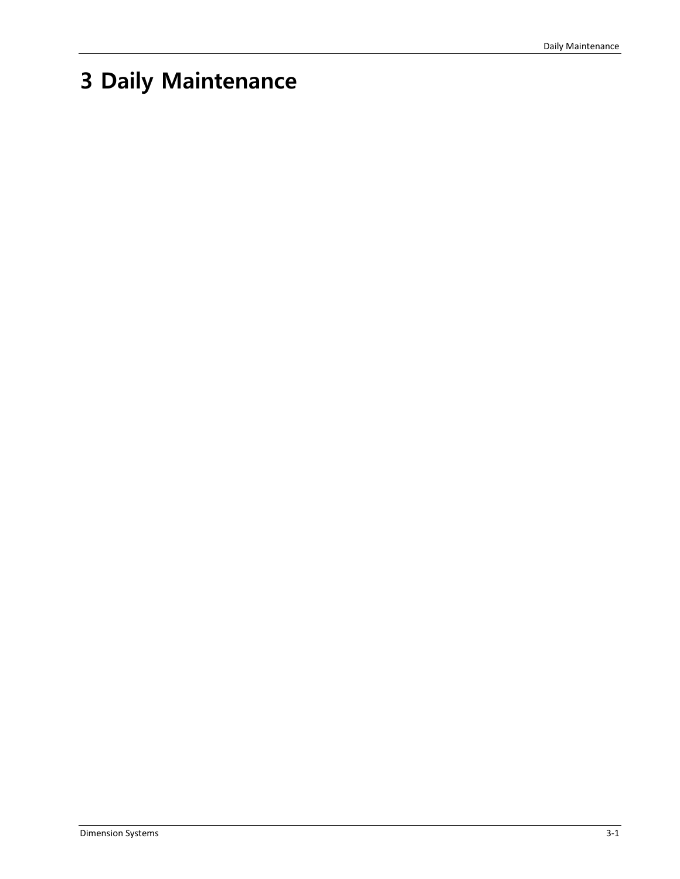# 3 Daily Maintenance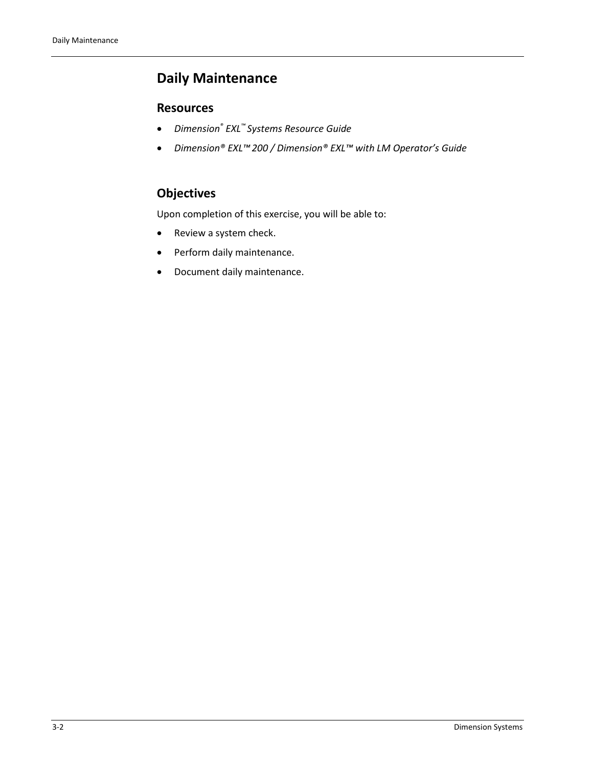# Daily Maintenance

## Resources

- *Dimension® EXL™ Systems Resource Guide*
- *Dimension® EXL™ 200 / Dimension® EXL™ with LM Operator's Guide*

## Objectives

Upon completion of this exercise, you will be able to:

- Review a system check.
- Perform daily maintenance.
- Document daily maintenance.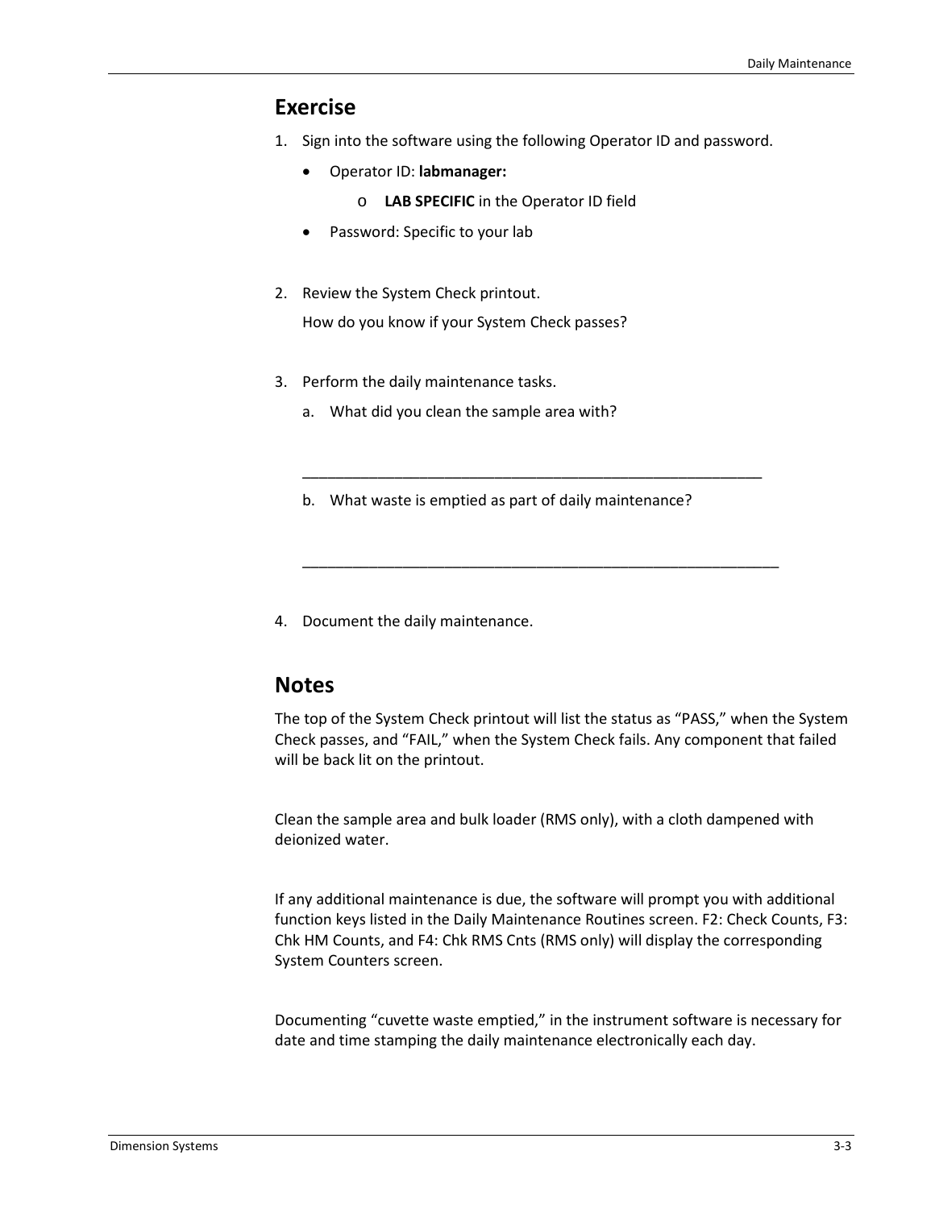## Exercise

1. Sign into the software using the following Operator ID and password.
   - Operator ID: **labmanager:**
     - **LAB SPECIFIC** in the Operator ID field
   - Password: Specific to your lab

2. Review the System Check printout.

   How do you know if your System Check passes?

3. Perform the daily maintenance tasks.
   a. What did you clean the sample area with?

      ___________________________________________________________

   b. What waste is emptied as part of daily maintenance?

      _____________________________________________________________

4. Document the daily maintenance.

## Notes

The top of the System Check printout will list the status as "PASS," when the System Check passes, and "FAIL," when the System Check fails. Any component that failed will be back lit on the printout.

Clean the sample area and bulk loader (RMS only), with a cloth dampened with deionized water.

If any additional maintenance is due, the software will prompt you with additional function keys listed in the Daily Maintenance Routines screen. F2: Check Counts, F3: Chk HM Counts, and F4: Chk RMS Cnts (RMS only) will display the corresponding System Counters screen.

Documenting "cuvette waste emptied," in the instrument software is necessary for date and time stamping the daily maintenance electronically each day.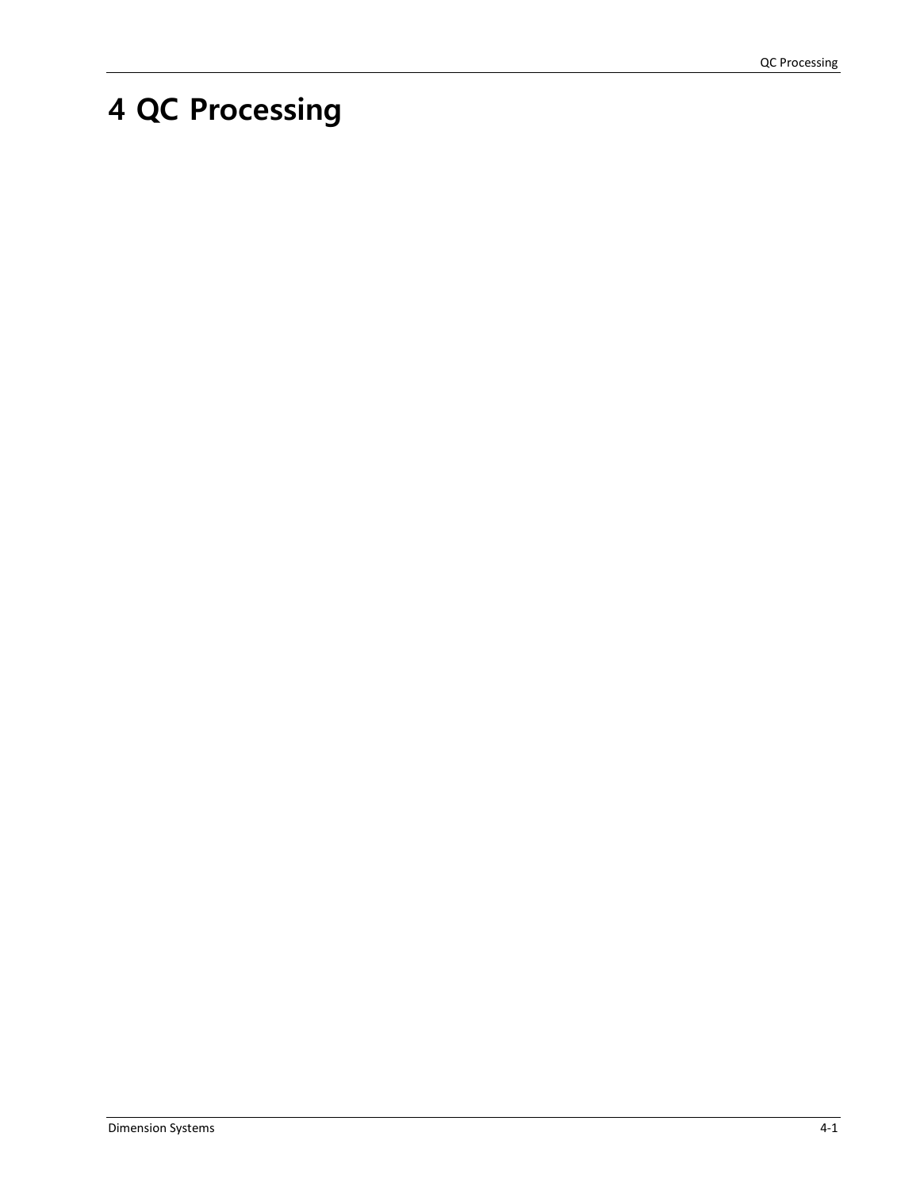# 4 QC Processing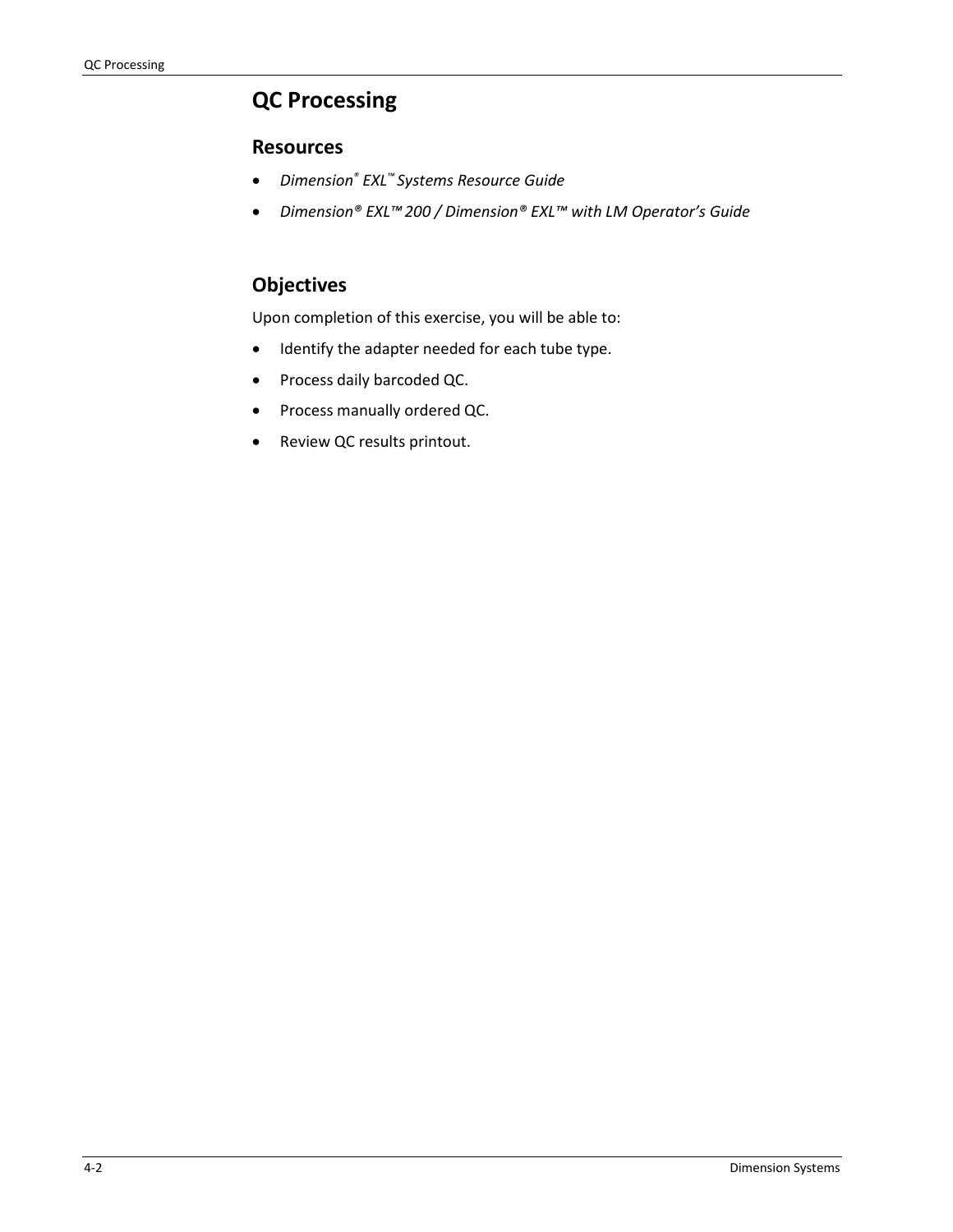# QC Processing

## Resources

- *Dimension® EXL™ Systems Resource Guide*
- *Dimension® EXL™ 200 / Dimension® EXL™ with LM Operator's Guide*

## Objectives

Upon completion of this exercise, you will be able to:

- Identify the adapter needed for each tube type.
- Process daily barcoded QC.
- Process manually ordered QC.
- Review QC results printout.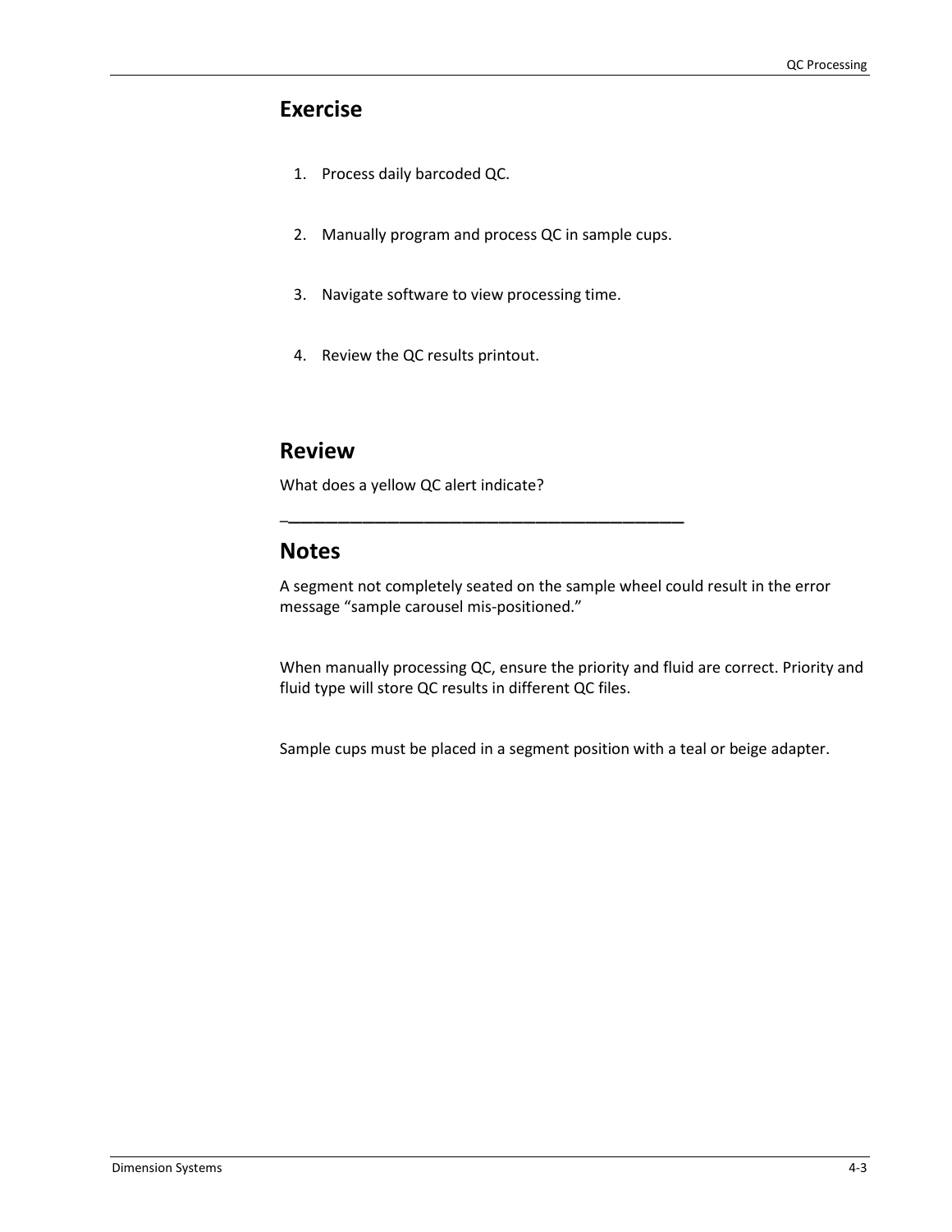## Exercise

1. Process daily barcoded QC.
2. Manually program and process QC in sample cups.
3. Navigate software to view processing time.
4. Review the QC results printout.

## Review

What does a yellow QC alert indicate?

_____________________________________________

## Notes

A segment not completely seated on the sample wheel could result in the error message "sample carousel mis-positioned."

When manually processing QC, ensure the priority and fluid are correct. Priority and fluid type will store QC results in different QC files.

Sample cups must be placed in a segment position with a teal or beige adapter.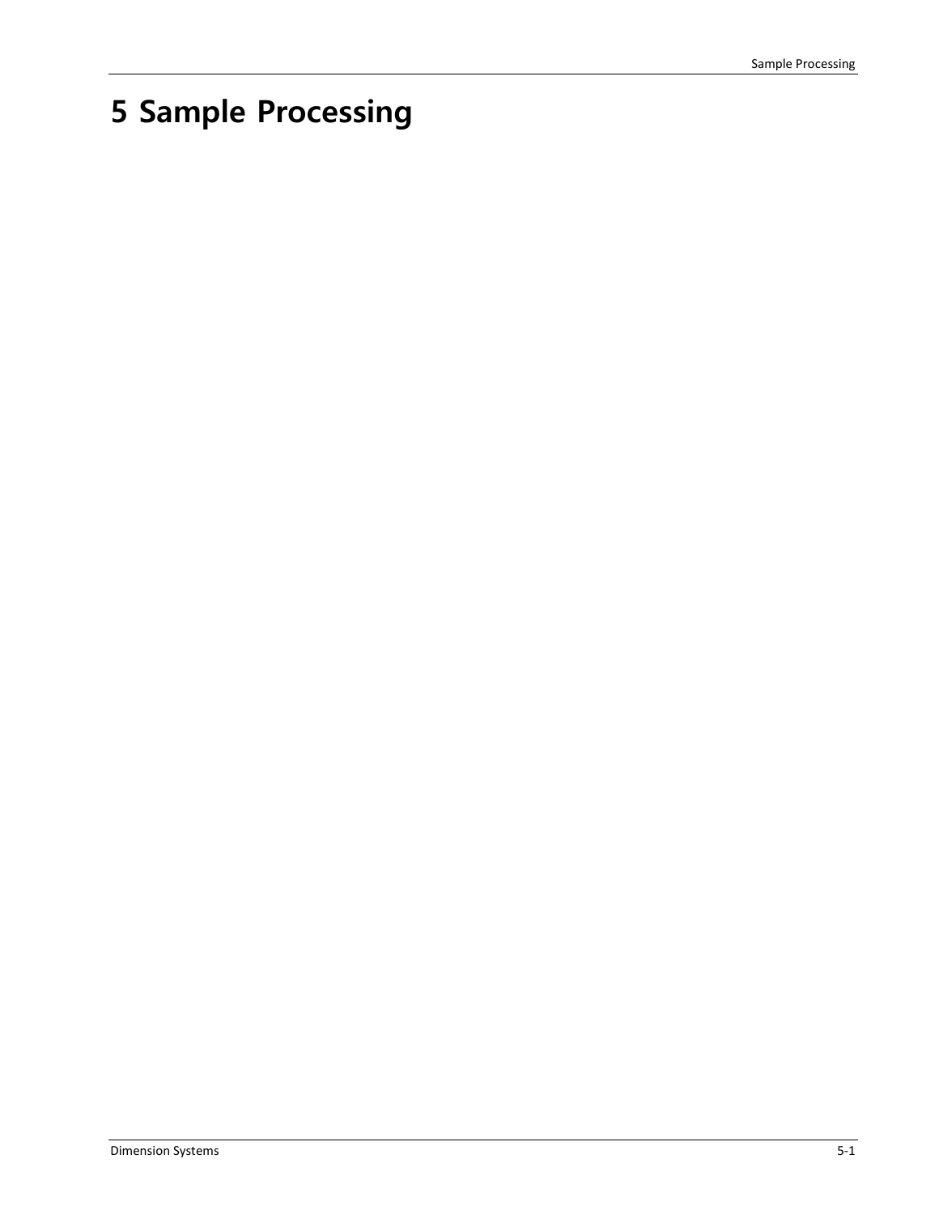# 5 Sample Processing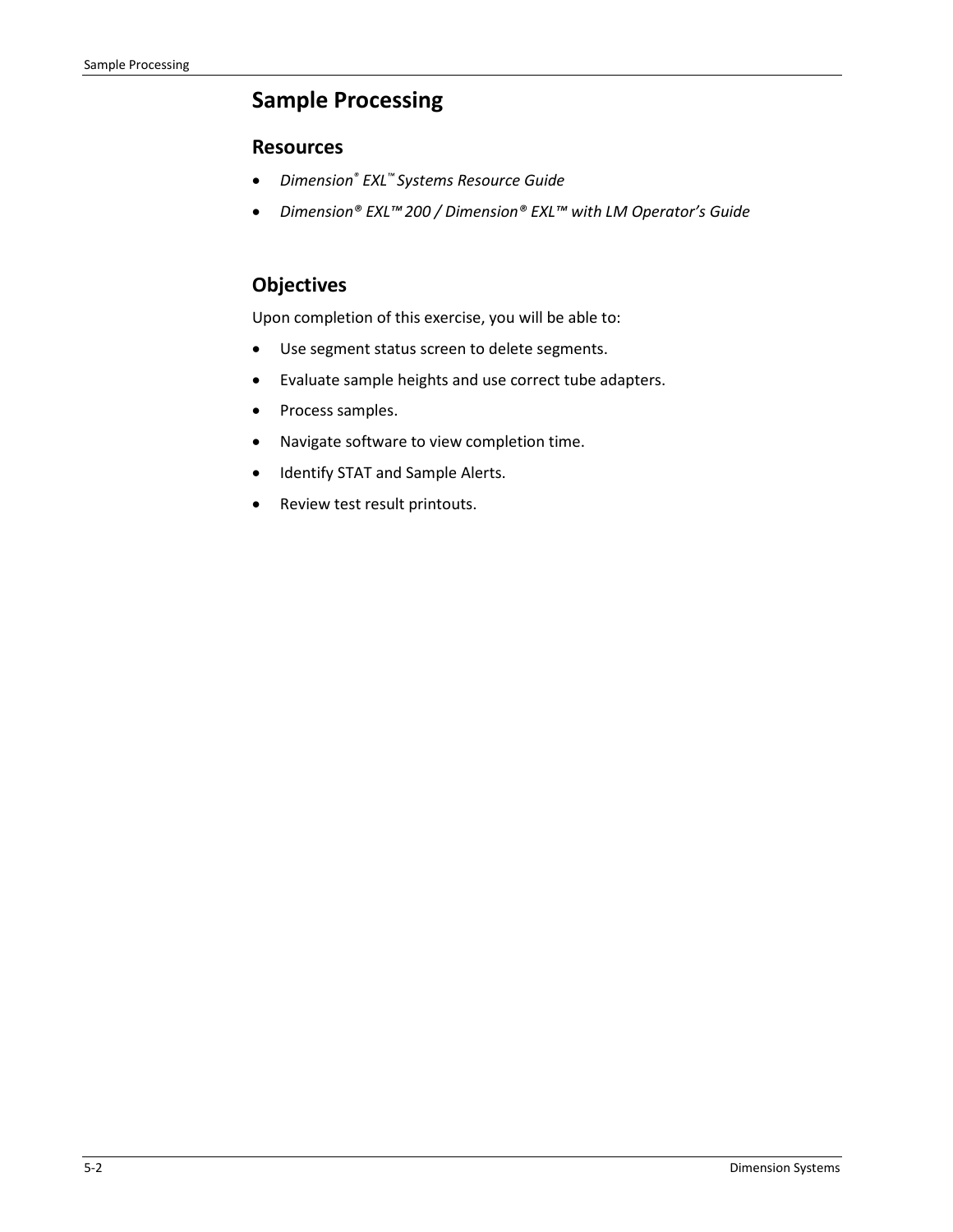# Sample Processing

## Resources

- *Dimension® EXL™ Systems Resource Guide*
- *Dimension® EXL™ 200 / Dimension® EXL™ with LM Operator's Guide*

## Objectives

Upon completion of this exercise, you will be able to:

- Use segment status screen to delete segments.
- Evaluate sample heights and use correct tube adapters.
- Process samples.
- Navigate software to view completion time.
- Identify STAT and Sample Alerts.
- Review test result printouts.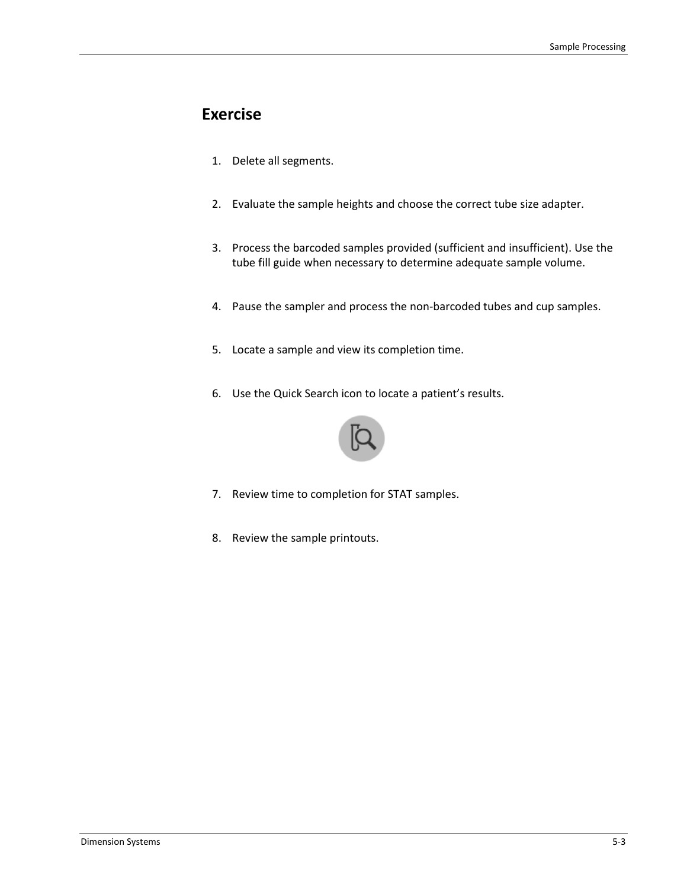# Exercise

1. Delete all segments.

2. Evaluate the sample heights and choose the correct tube size adapter.

3. Process the barcoded samples provided (sufficient and insufficient). Use the tube fill guide when necessary to determine adequate sample volume.

4. Pause the sampler and process the non-barcoded tubes and cup samples.

5. Locate a sample and view its completion time.

6. Use the Quick Search icon to locate a patient's results.

7. Review time to completion for STAT samples.

8. Review the sample printouts.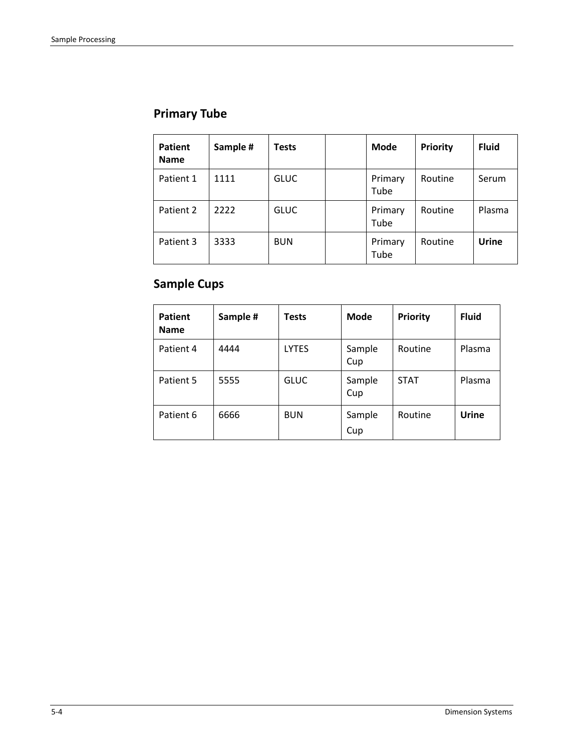## Primary Tube

| Patient Name | Sample # | Tests | | Mode | Priority | Fluid |
|---|---|---|---|---|---|---|
| Patient 1 | 1111 | GLUC | | Primary Tube | Routine | Serum |
| Patient 2 | 2222 | GLUC | | Primary Tube | Routine | Plasma |
| Patient 3 | 3333 | BUN | | Primary Tube | Routine | **Urine** |

## Sample Cups

| Patient Name | Sample # | Tests | Mode | Priority | Fluid |
|---|---|---|---|---|---|
| Patient 4 | 4444 | LYTES | Sample Cup | Routine | Plasma |
| Patient 5 | 5555 | GLUC | Sample Cup | STAT | Plasma |
| Patient 6 | 6666 | BUN | Sample Cup | Routine | **Urine** |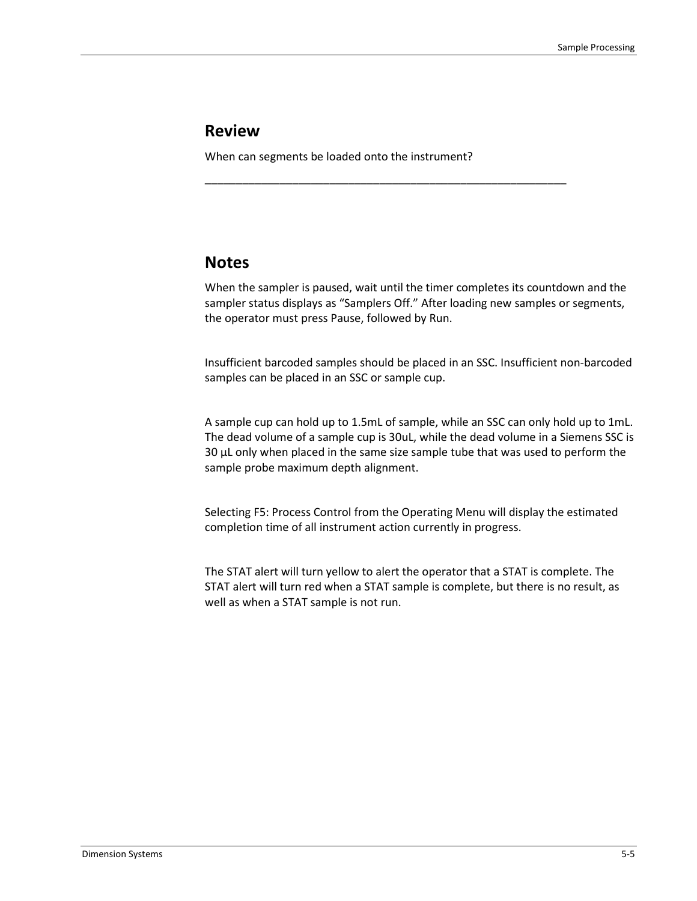## Review

When can segments be loaded onto the instrument?

_____________________________________________________________

## Notes

When the sampler is paused, wait until the timer completes its countdown and the sampler status displays as “Samplers Off.” After loading new samples or segments, the operator must press Pause, followed by Run.

Insufficient barcoded samples should be placed in an SSC. Insufficient non-barcoded samples can be placed in an SSC or sample cup.

A sample cup can hold up to 1.5mL of sample, while an SSC can only hold up to 1mL. The dead volume of a sample cup is 30uL, while the dead volume in a Siemens SSC is 30 µL only when placed in the same size sample tube that was used to perform the sample probe maximum depth alignment.

Selecting F5: Process Control from the Operating Menu will display the estimated completion time of all instrument action currently in progress.

The STAT alert will turn yellow to alert the operator that a STAT is complete. The STAT alert will turn red when a STAT sample is complete, but there is no result, as well as when a STAT sample is not run.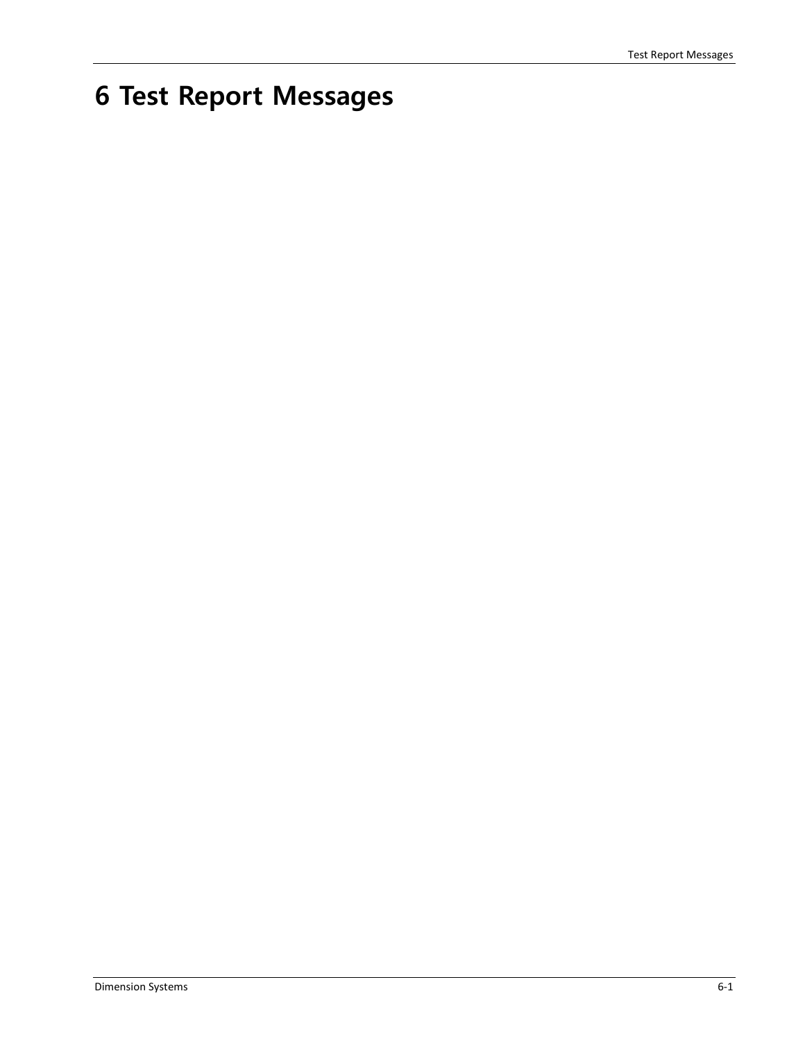# 6 Test Report Messages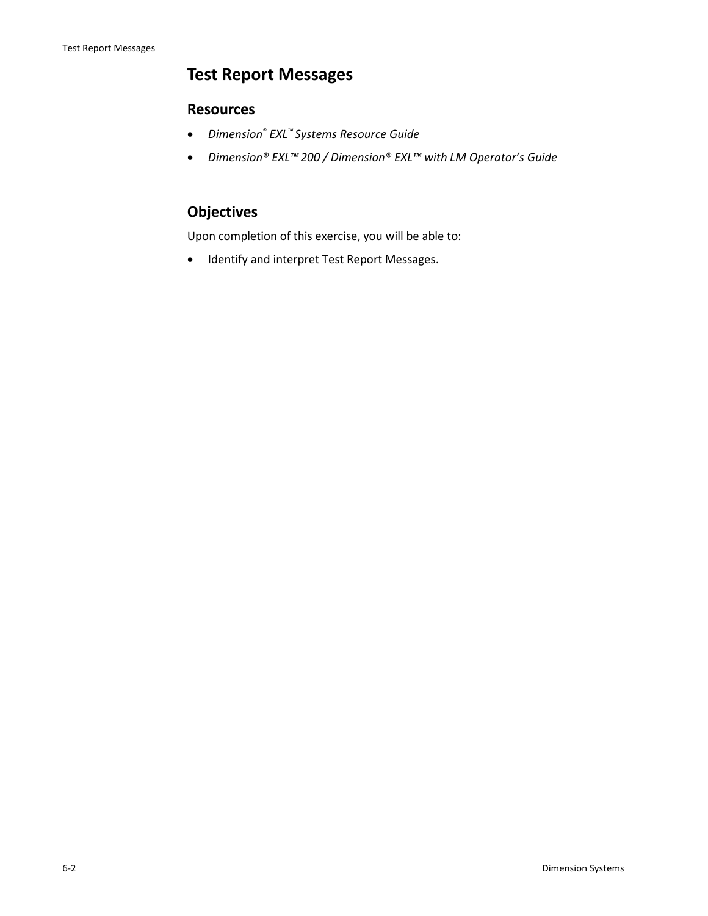# Test Report Messages

## Resources

- *Dimension® EXL™ Systems Resource Guide*
- *Dimension® EXL™ 200 / Dimension® EXL™ with LM Operator's Guide*

## Objectives

Upon completion of this exercise, you will be able to:

- Identify and interpret Test Report Messages.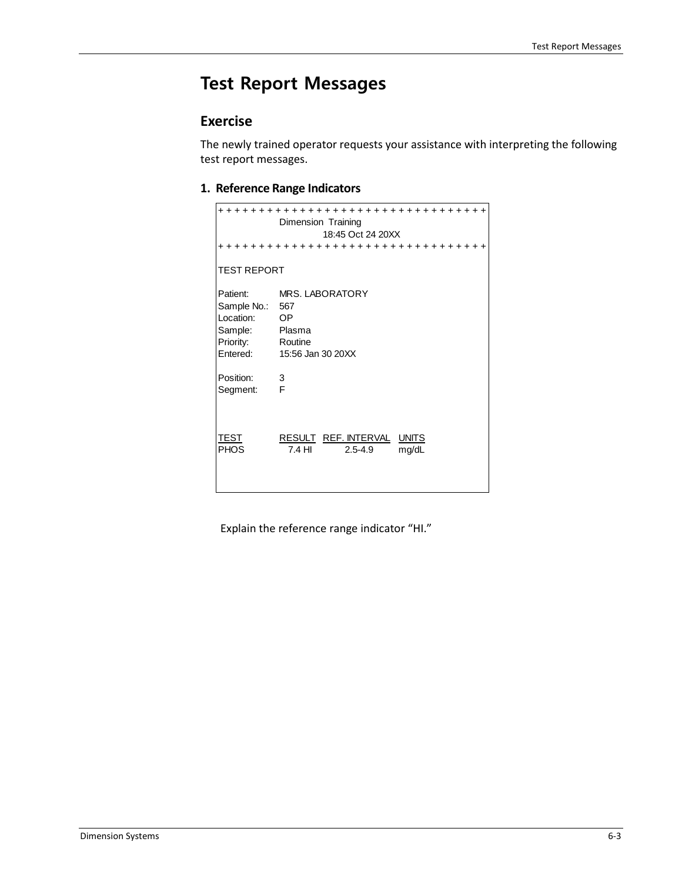# Test Report Messages

## Exercise

The newly trained operator requests your assistance with interpreting the following test report messages.

### 1. Reference Range Indicators

```
+ + + + + + + + + + + + + + + + + + + + + + + + + + + + + + + + +
              Dimension  Training
                        18:45 Oct 24 20XX
+ + + + + + + + + + + + + + + + + + + + + + + + + + + + + + + + +

TEST REPORT

Patient:       MRS. LABORATORY
Sample No.:    567
Location:      OP
Sample:        Plasma
Priority:      Routine
Entered:       15:56 Jan 30 20XX

Position:      3
Segment:       F



TEST           RESULT   REF. INTERVAL   UNITS
PHOS             7.4 HI      2.5-4.9      mg/dL
```

Explain the reference range indicator “HI.”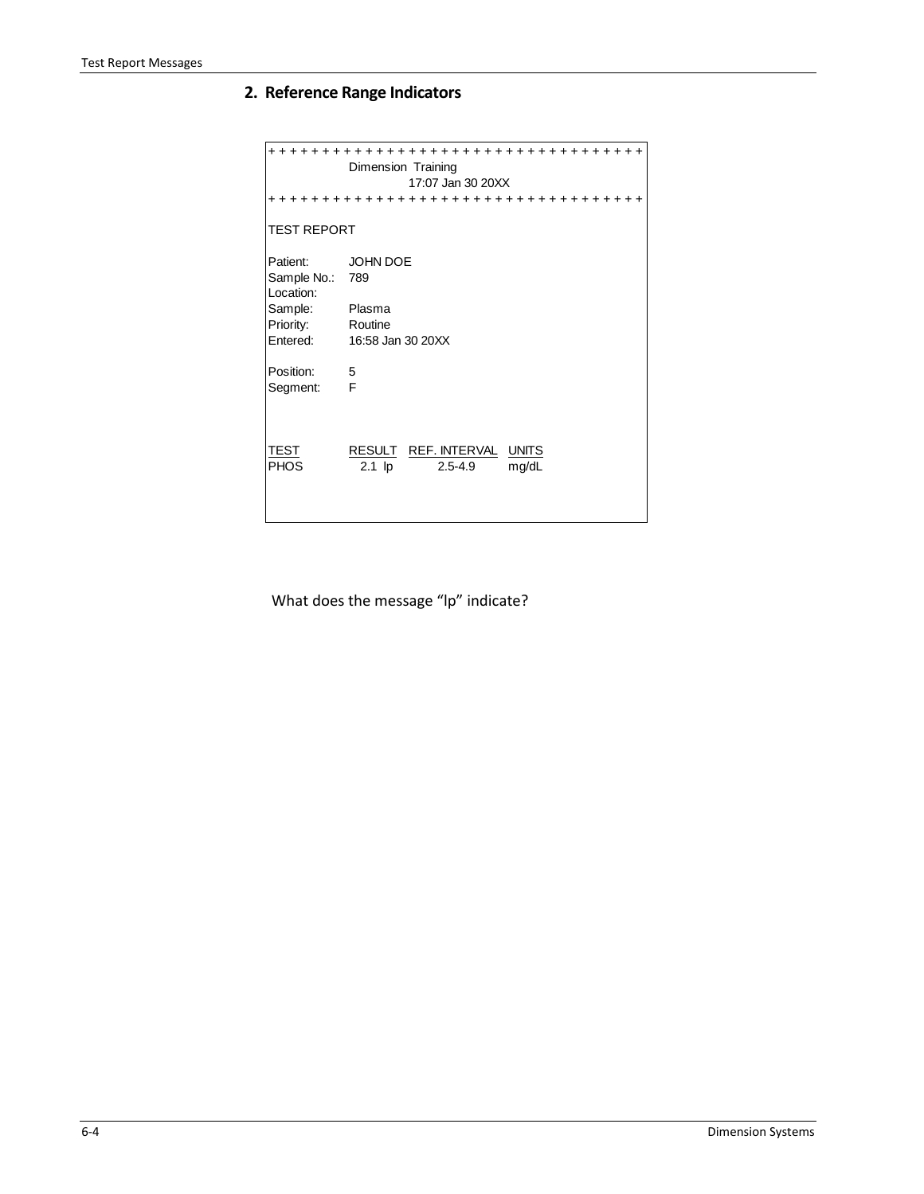## 2. Reference Range Indicators

```
+ + + + + + + + + + + + + + + + + + + + + + + + + + + + + + + + + + +
            Dimension  Training
                     17:07 Jan 30 20XX
+ + + + + + + + + + + + + + + + + + + + + + + + + + + + + + + + + + +

TEST REPORT

Patient:      JOHN DOE
Sample No.:   789
Location:
Sample:       Plasma
Priority:     Routine
Entered:      16:58 Jan 30 20XX

Position:     5
Segment:      F



TEST          RESULT   REF. INTERVAL   UNITS
PHOS            2.1  lp      2.5-4.9         mg/dL
```

What does the message “lp” indicate?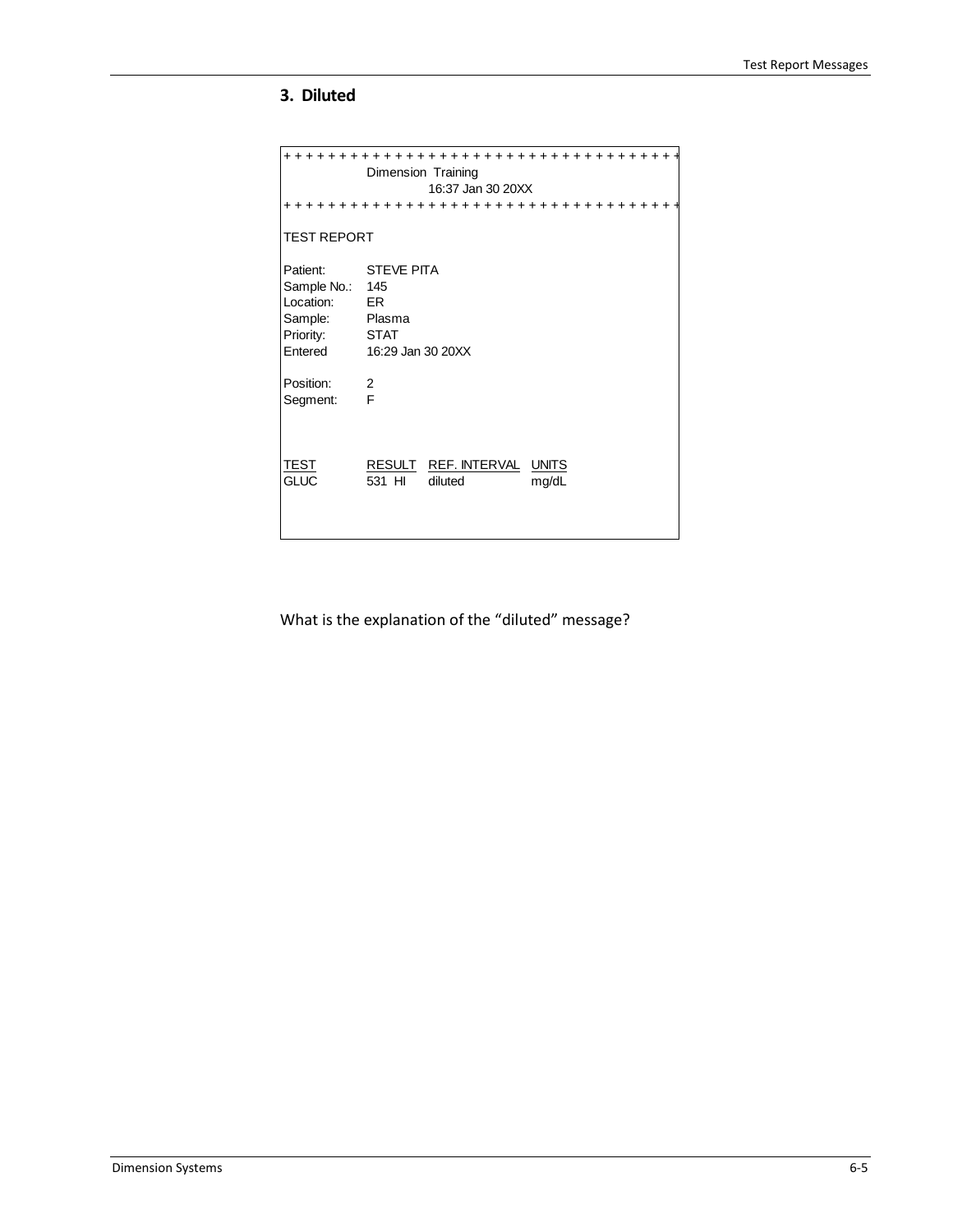### 3. Diluted

```
+ + + + + + + + + + + + + + + + + + + + + + + + + + + + + + + + + + +
                Dimension  Training
                           16:37 Jan 30 20XX
+ + + + + + + + + + + + + + + + + + + + + + + + + + + + + + + + + + +

TEST REPORT

Patient:       STEVE PITA
Sample No.:    145
Location:      ER
Sample:        Plasma
Priority:      STAT
Entered        16:29 Jan 30 20XX

Position:      2
Segment:       F



TEST           RESULT   REF. INTERVAL   UNITS
GLUC           531  HI  diluted         mg/dL
```

What is the explanation of the "diluted" message?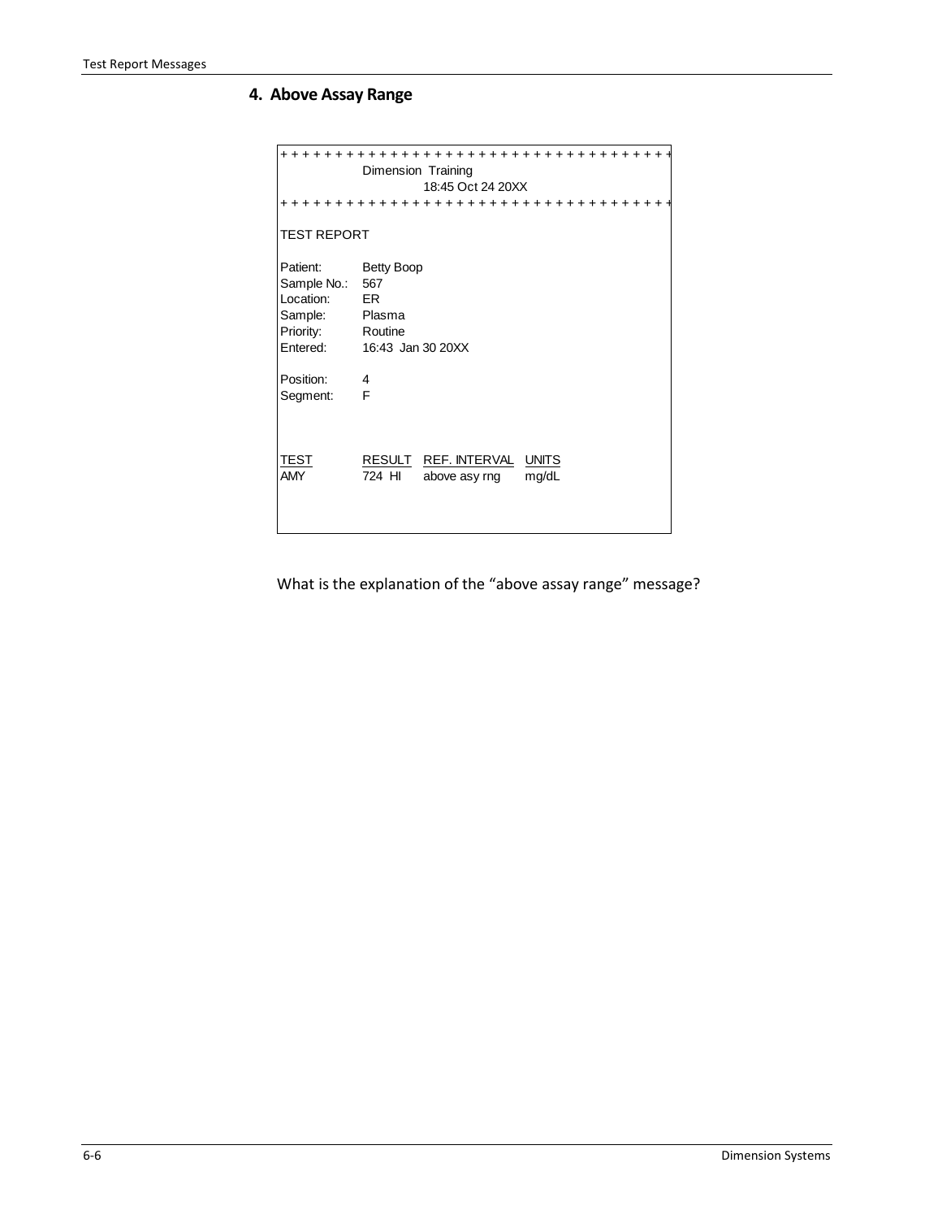## 4. Above Assay Range

```
+ + + + + + + + + + + + + + + + + + + + + + + + + + + + + + + + + + +
              Dimension  Training
                        18:45 Oct 24 20XX
+ + + + + + + + + + + + + + + + + + + + + + + + + + + + + + + + + + +

TEST REPORT

Patient:       Betty Boop
Sample No.:    567
Location:      ER
Sample:        Plasma
Priority:      Routine
Entered:       16:43  Jan 30 20XX

Position:      4
Segment:       F



TEST           RESULT    REF. INTERVAL    UNITS
AMY            724  HI   above asy rng    mg/dL
```

What is the explanation of the "above assay range" message?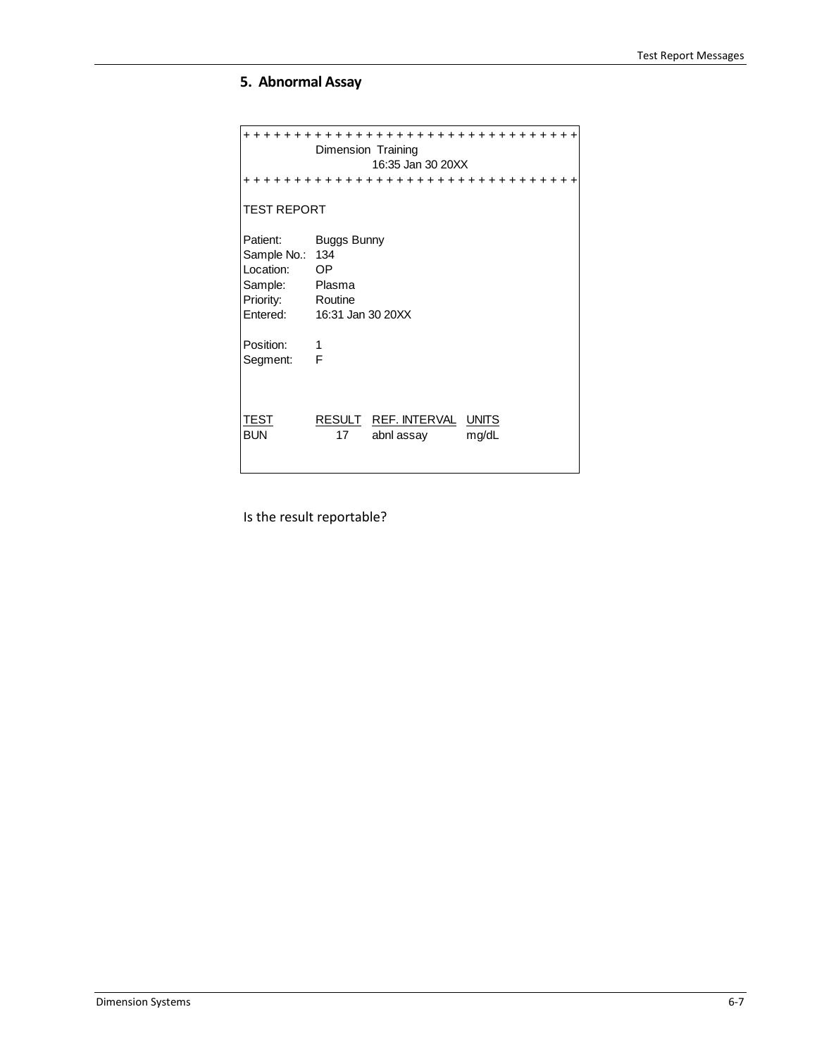## 5. Abnormal Assay

```
+ + + + + + + + + + + + + + + + + + + + + + + + + + + + + + + + +
              Dimension  Training
                         16:35 Jan 30 20XX
+ + + + + + + + + + + + + + + + + + + + + + + + + + + + + + + + +

TEST REPORT

Patient:      Buggs Bunny
Sample No.:   134
Location:     OP
Sample:       Plasma
Priority:     Routine
Entered:      16:31 Jan 30 20XX

Position:     1
Segment:      F



TEST          RESULT   REF. INTERVAL   UNITS
BUN              17    abnl assay      mg/dL
```

Is the result reportable?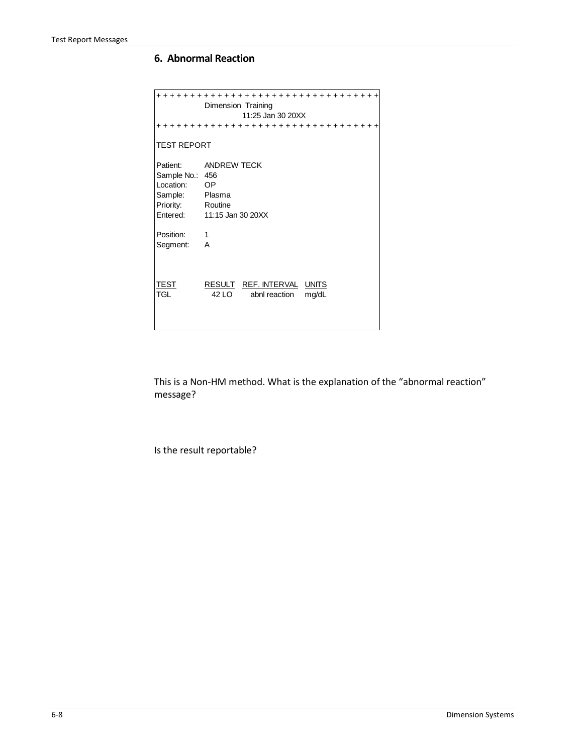## 6. Abnormal Reaction

```
+ + + + + + + + + + + + + + + + + + + + + + + + + + + + + + + + +
              Dimension  Training
                         11:25 Jan 30 20XX
+ + + + + + + + + + + + + + + + + + + + + + + + + + + + + + + + +

TEST REPORT

Patient:      ANDREW TECK
Sample No.:   456
Location:     OP
Sample:       Plasma
Priority:     Routine
Entered:      11:15 Jan 30 20XX

Position:     1
Segment:      A



TEST          RESULT    REF. INTERVAL    UNITS
TGL             42 LO     abnl reaction    mg/dL
```

This is a Non-HM method. What is the explanation of the "abnormal reaction" message?

Is the result reportable?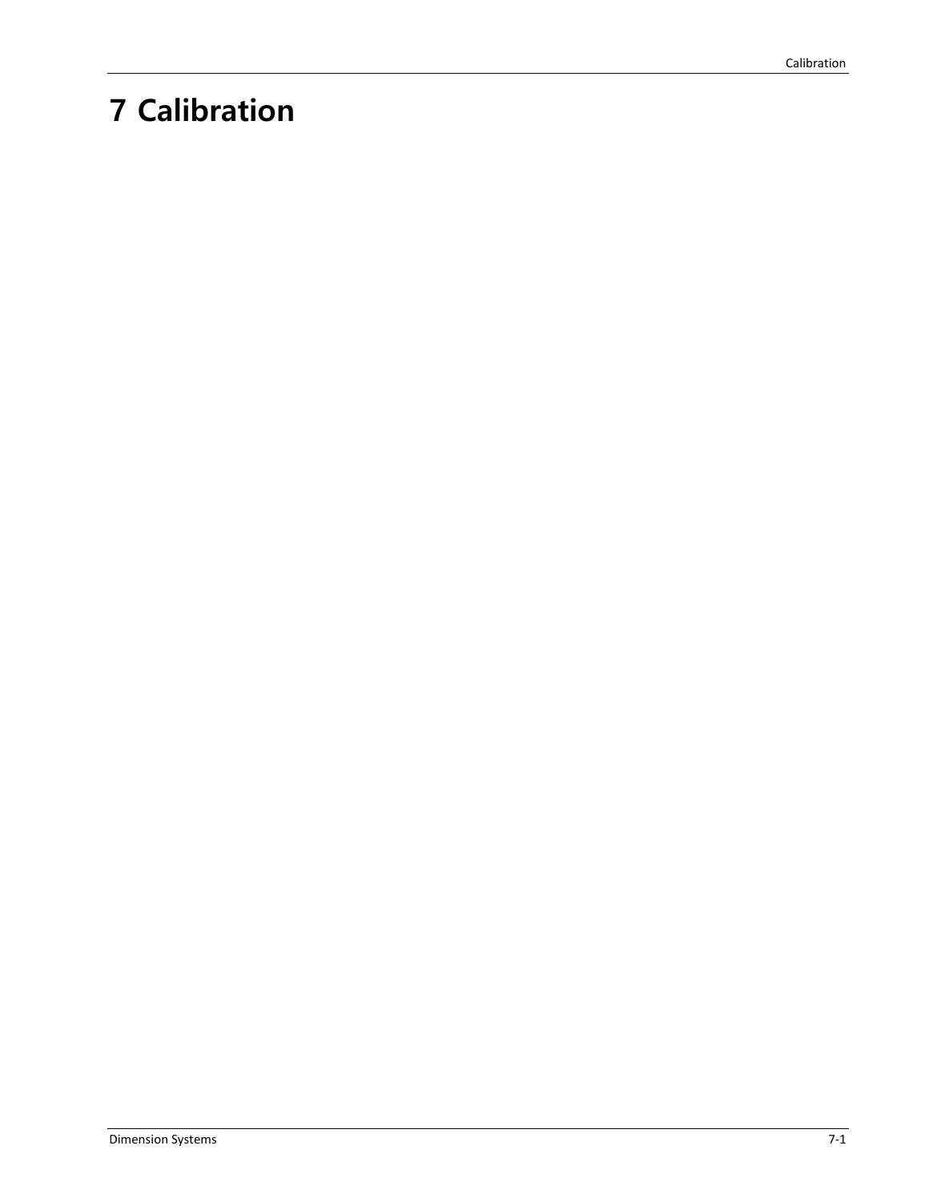# 7 Calibration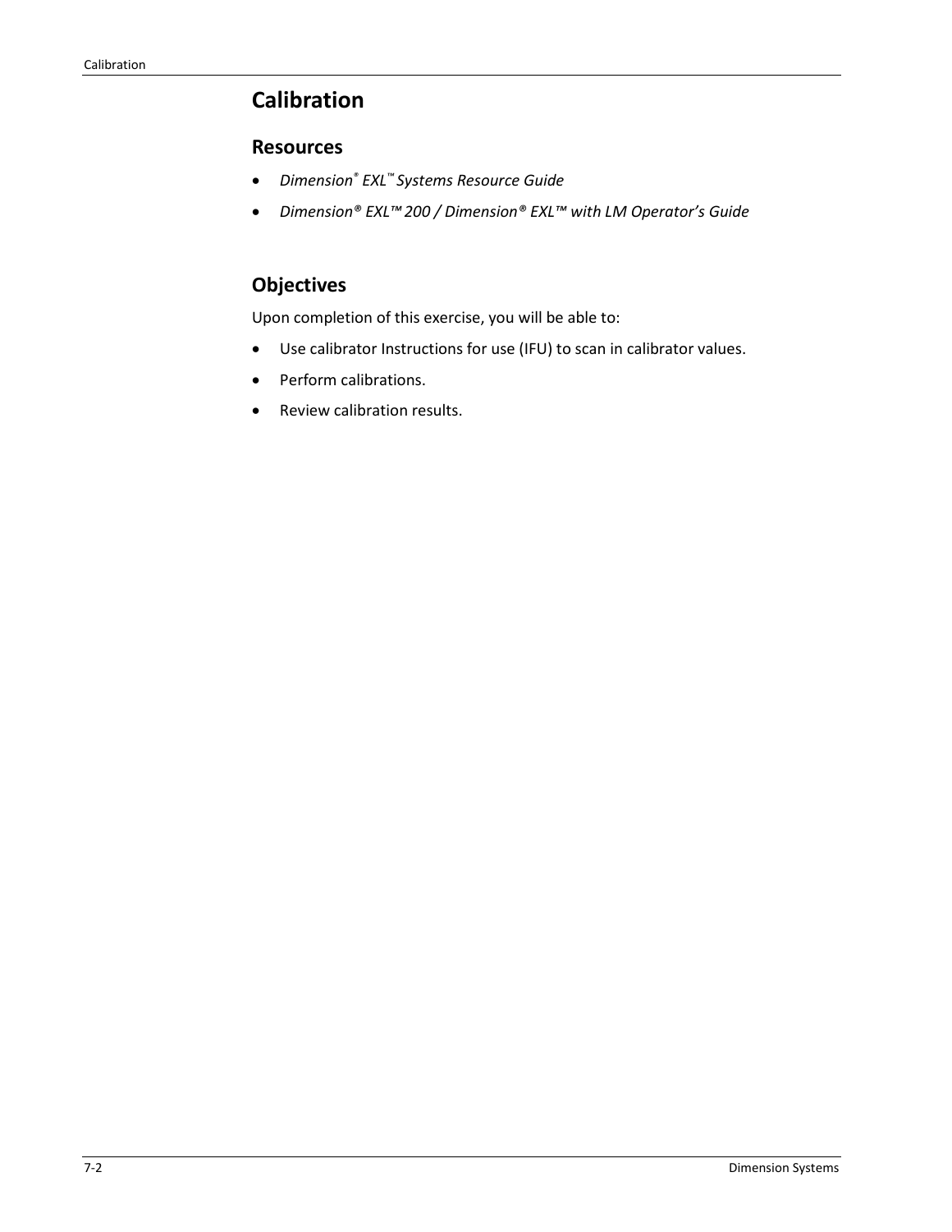# Calibration

## Resources

- *Dimension® EXL™ Systems Resource Guide*
- *Dimension® EXL™ 200 / Dimension® EXL™ with LM Operator's Guide*

## Objectives

Upon completion of this exercise, you will be able to:

- Use calibrator Instructions for use (IFU) to scan in calibrator values.
- Perform calibrations.
- Review calibration results.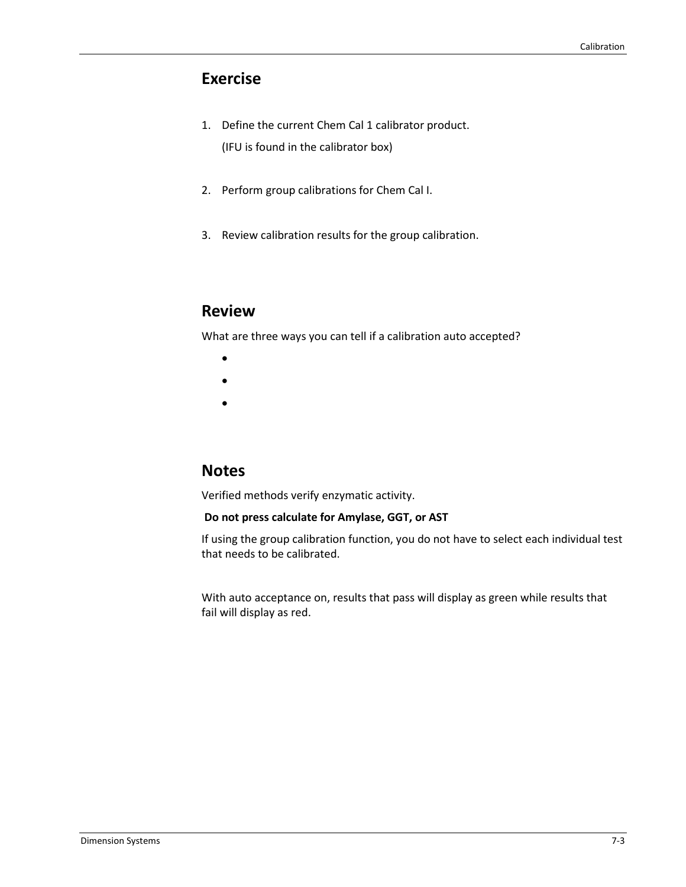## Exercise

1. Define the current Chem Cal 1 calibrator product.

   (IFU is found in the calibrator box)

2. Perform group calibrations for Chem Cal I.

3. Review calibration results for the group calibration.

## Review

What are three ways you can tell if a calibration auto accepted?

- 
- 
- 

## Notes

Verified methods verify enzymatic activity.

**Do not press calculate for Amylase, GGT, or AST**

If using the group calibration function, you do not have to select each individual test that needs to be calibrated.

With auto acceptance on, results that pass will display as green while results that fail will display as red.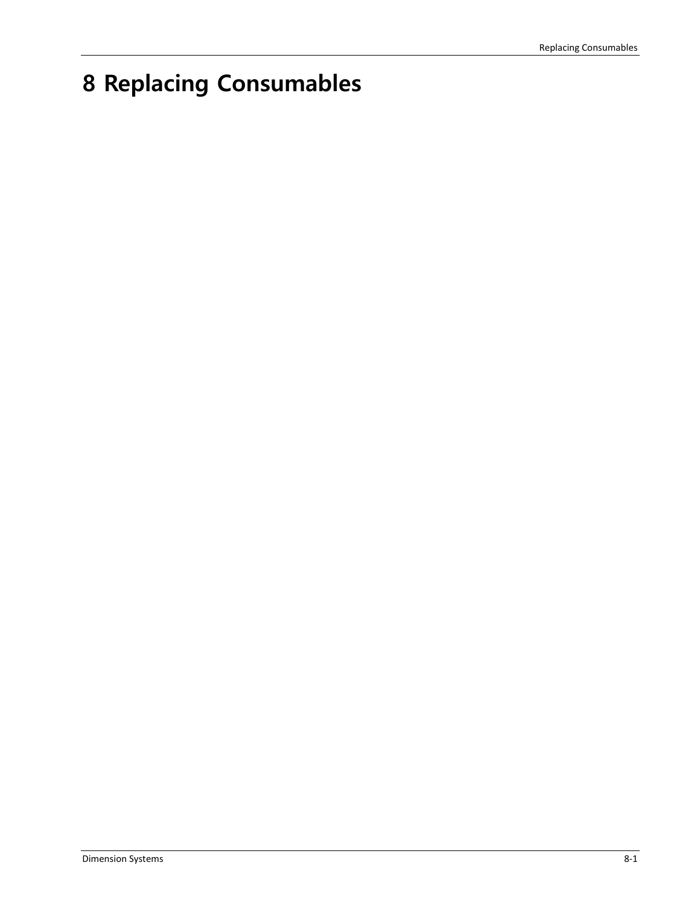# 8 Replacing Consumables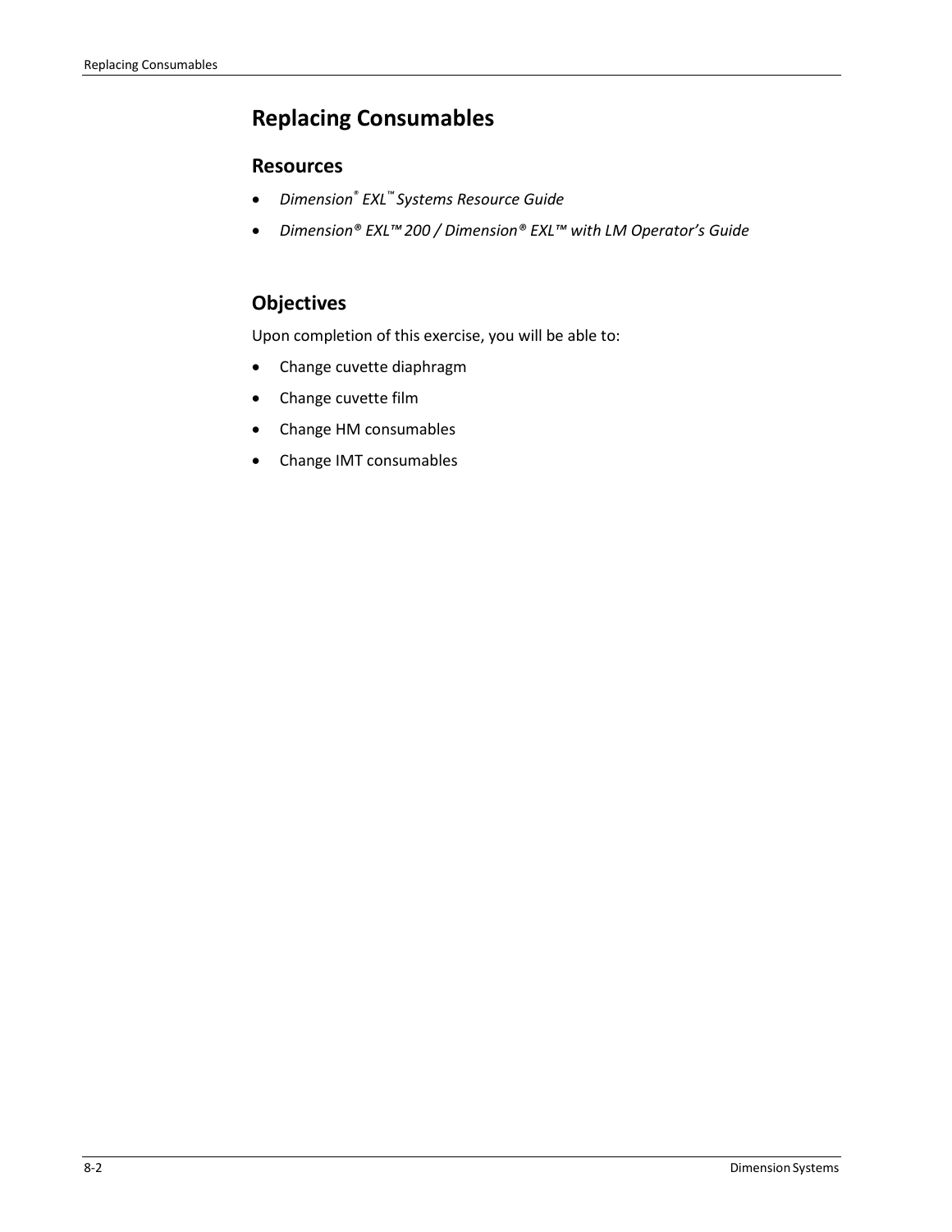# Replacing Consumables

## Resources

- *Dimension® EXL™ Systems Resource Guide*
- *Dimension® EXL™ 200 / Dimension® EXL™ with LM Operator's Guide*

## Objectives

Upon completion of this exercise, you will be able to:

- Change cuvette diaphragm
- Change cuvette film
- Change HM consumables
- Change IMT consumables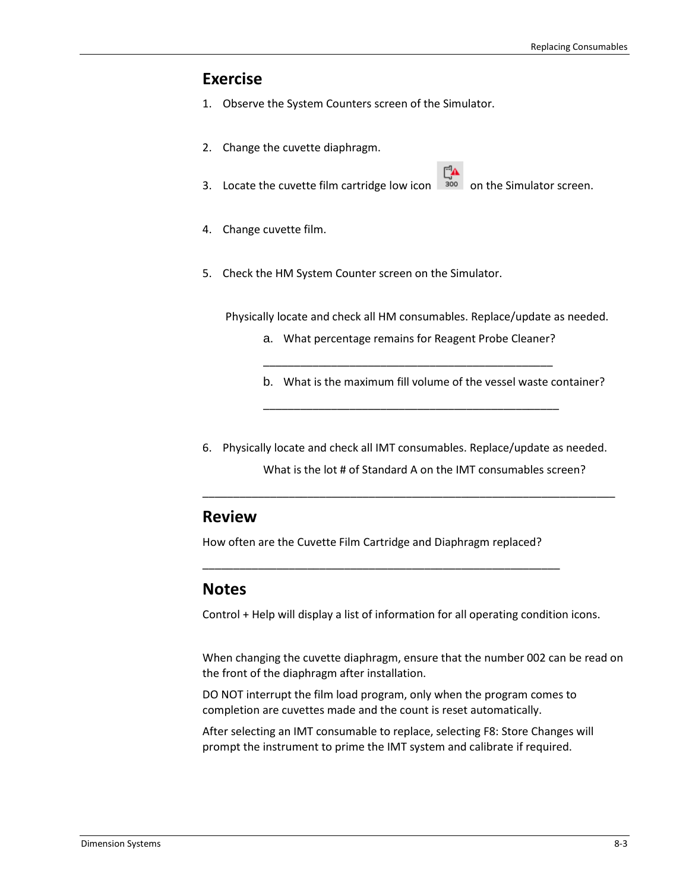## Exercise

1. Observe the System Counters screen of the Simulator.

2. Change the cuvette diaphragm.

3. Locate the cuvette film cartridge low icon on the Simulator screen.

4. Change cuvette film.

5. Check the HM System Counter screen on the Simulator.

   Physically locate and check all HM consumables. Replace/update as needed.

   a. What percentage remains for Reagent Probe Cleaner?

   ________________________________________________

   b. What is the maximum fill volume of the vessel waste container?

   _________________________________________________

6. Physically locate and check all IMT consumables. Replace/update as needed.

   What is the lot # of Standard A on the IMT consumables screen?

_____________________________________________________________________

## Review

How often are the Cuvette Film Cartridge and Diaphragm replaced?

___________________________________________________________

## Notes

Control + Help will display a list of information for all operating condition icons.

When changing the cuvette diaphragm, ensure that the number 002 can be read on the front of the diaphragm after installation.

DO NOT interrupt the film load program, only when the program comes to completion are cuvettes made and the count is reset automatically.

After selecting an IMT consumable to replace, selecting F8: Store Changes will prompt the instrument to prime the IMT system and calibrate if required.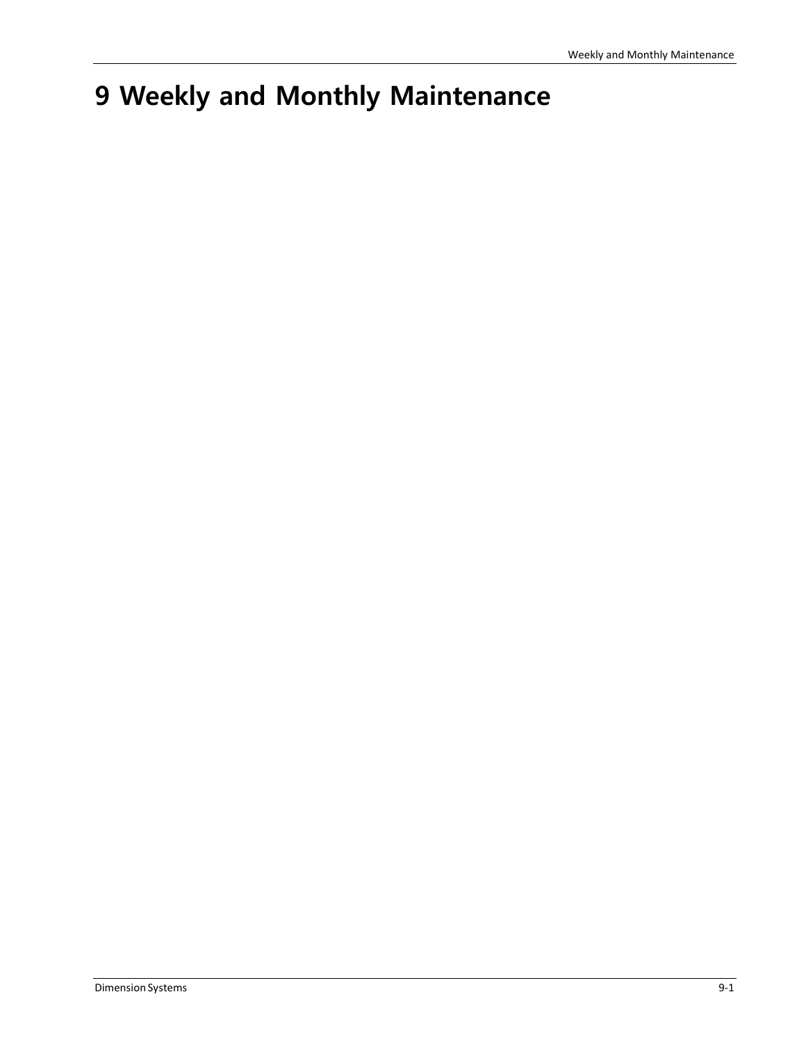# 9 Weekly and Monthly Maintenance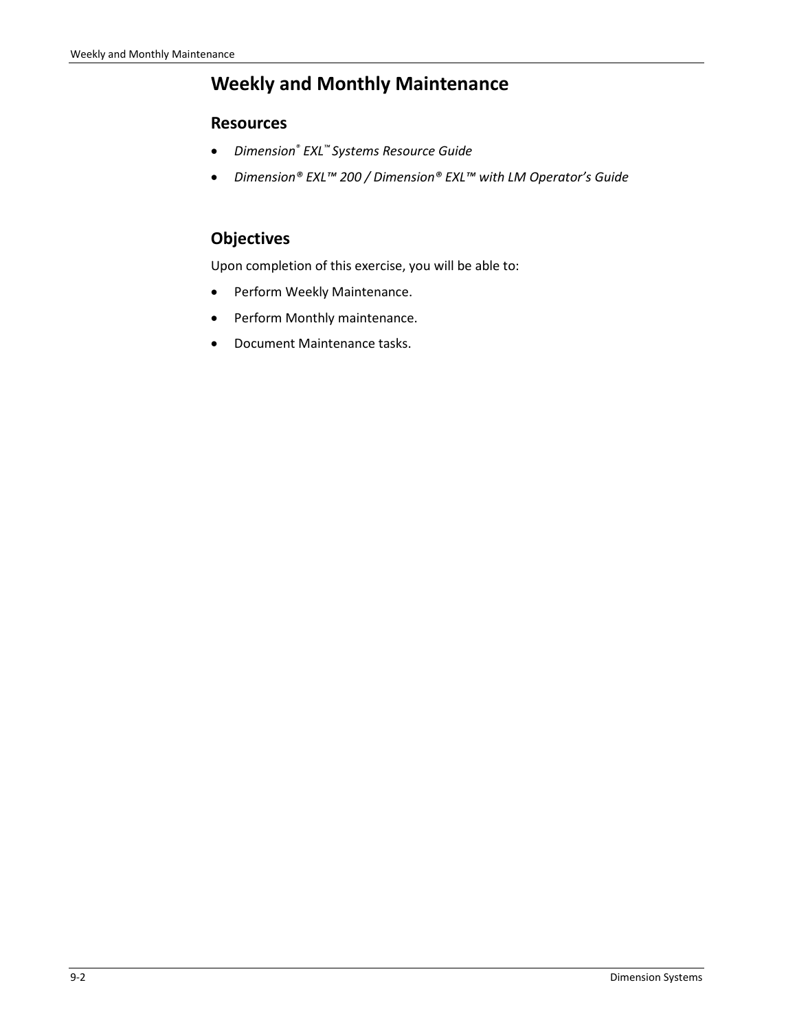# Weekly and Monthly Maintenance

## Resources

- *Dimension® EXL™ Systems Resource Guide*
- *Dimension® EXL™ 200 / Dimension® EXL™ with LM Operator's Guide*

## Objectives

Upon completion of this exercise, you will be able to:

- Perform Weekly Maintenance.
- Perform Monthly maintenance.
- Document Maintenance tasks.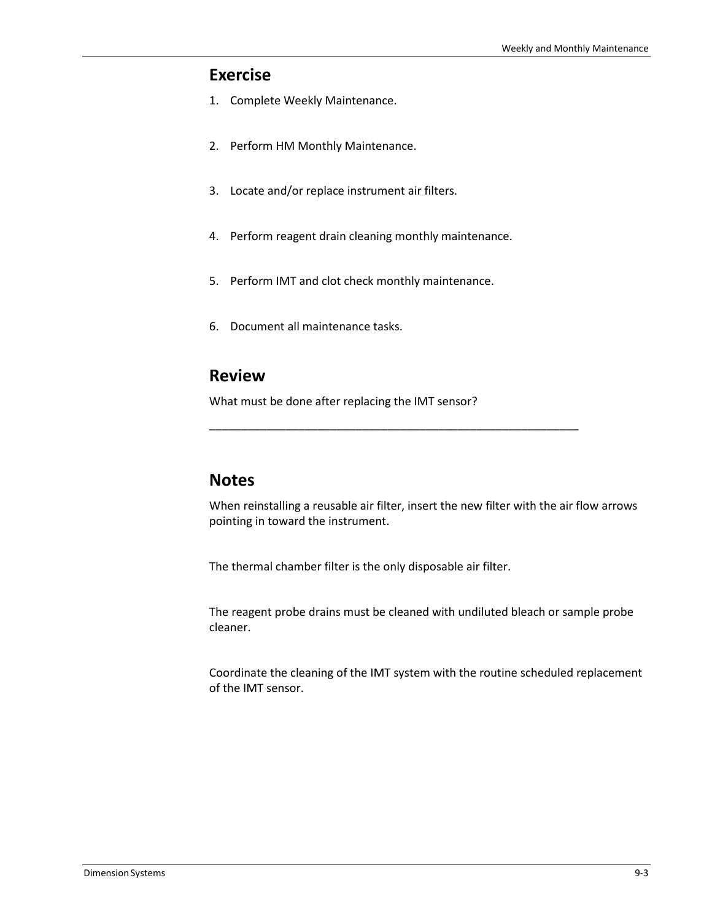## Exercise

1. Complete Weekly Maintenance.
2. Perform HM Monthly Maintenance.
3. Locate and/or replace instrument air filters.
4. Perform reagent drain cleaning monthly maintenance.
5. Perform IMT and clot check monthly maintenance.
6. Document all maintenance tasks.

## Review

What must be done after replacing the IMT sensor?

___________________________________________________________

## Notes

When reinstalling a reusable air filter, insert the new filter with the air flow arrows pointing in toward the instrument.

The thermal chamber filter is the only disposable air filter.

The reagent probe drains must be cleaned with undiluted bleach or sample probe cleaner.

Coordinate the cleaning of the IMT system with the routine scheduled replacement of the IMT sensor.